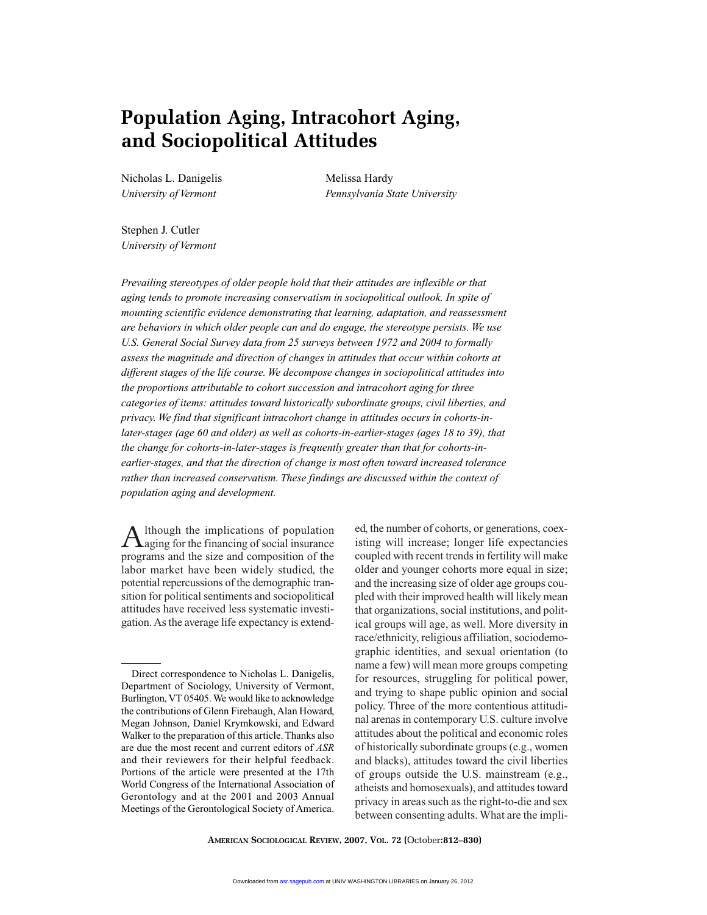# Population Aging, Intracohort Aging, and Sociopolitical Attitudes

Nicholas L. Danigelis
*University of Vermont*

Melissa Hardy
*Pennsylvania State University*

Stephen J. Cutler
*University of Vermont*

*Prevailing stereotypes of older people hold that their attitudes are inflexible or that aging tends to promote increasing conservatism in sociopolitical outlook. In spite of mounting scientific evidence demonstrating that learning, adaptation, and reassessment are behaviors in which older people can and do engage, the stereotype persists. We use U.S. General Social Survey data from 25 surveys between 1972 and 2004 to formally assess the magnitude and direction of changes in attitudes that occur within cohorts at different stages of the life course. We decompose changes in sociopolitical attitudes into the proportions attributable to cohort succession and intracohort aging for three categories of items: attitudes toward historically subordinate groups, civil liberties, and privacy. We find that significant intracohort change in attitudes occurs in cohorts-in-later-stages (age 60 and older) as well as cohorts-in-earlier-stages (ages 18 to 39), that the change for cohorts-in-later-stages is frequently greater than that for cohorts-in-earlier-stages, and that the direction of change is most often toward increased tolerance rather than increased conservatism. These findings are discussed within the context of population aging and development.*

Although the implications of population aging for the financing of social insurance programs and the size and composition of the labor market have been widely studied, the potential repercussions of the demographic transition for political sentiments and sociopolitical attitudes have received less systematic investigation. As the average life expectancy is extended, the number of cohorts, or generations, coexisting will increase; longer life expectancies coupled with recent trends in fertility will make older and younger cohorts more equal in size; and the increasing size of older age groups coupled with their improved health will likely mean that organizations, social institutions, and political groups will age, as well. More diversity in race/ethnicity, religious affiliation, sociodemographic identities, and sexual orientation (to name a few) will mean more groups competing for resources, struggling for political power, and trying to shape public opinion and social policy. Three of the more contentious attitudinal arenas in contemporary U.S. culture involve attitudes about the political and economic roles of historically subordinate groups (e.g., women and blacks), attitudes toward the civil liberties of groups outside the U.S. mainstream (e.g., atheists and homosexuals), and attitudes toward privacy in areas such as the right-to-die and sex between consenting adults. What are the impli-

Direct correspondence to Nicholas L. Danigelis, Department of Sociology, University of Vermont, Burlington, VT 05405. We would like to acknowledge the contributions of Glenn Firebaugh, Alan Howard, Megan Johnson, Daniel Krymkowski, and Edward Walker to the preparation of this article. Thanks also are due the most recent and current editors of *ASR* and their reviewers for their helpful feedback. Portions of the article were presented at the 17th World Congress of the International Association of Gerontology and at the 2001 and 2003 Annual Meetings of the Gerontological Society of America.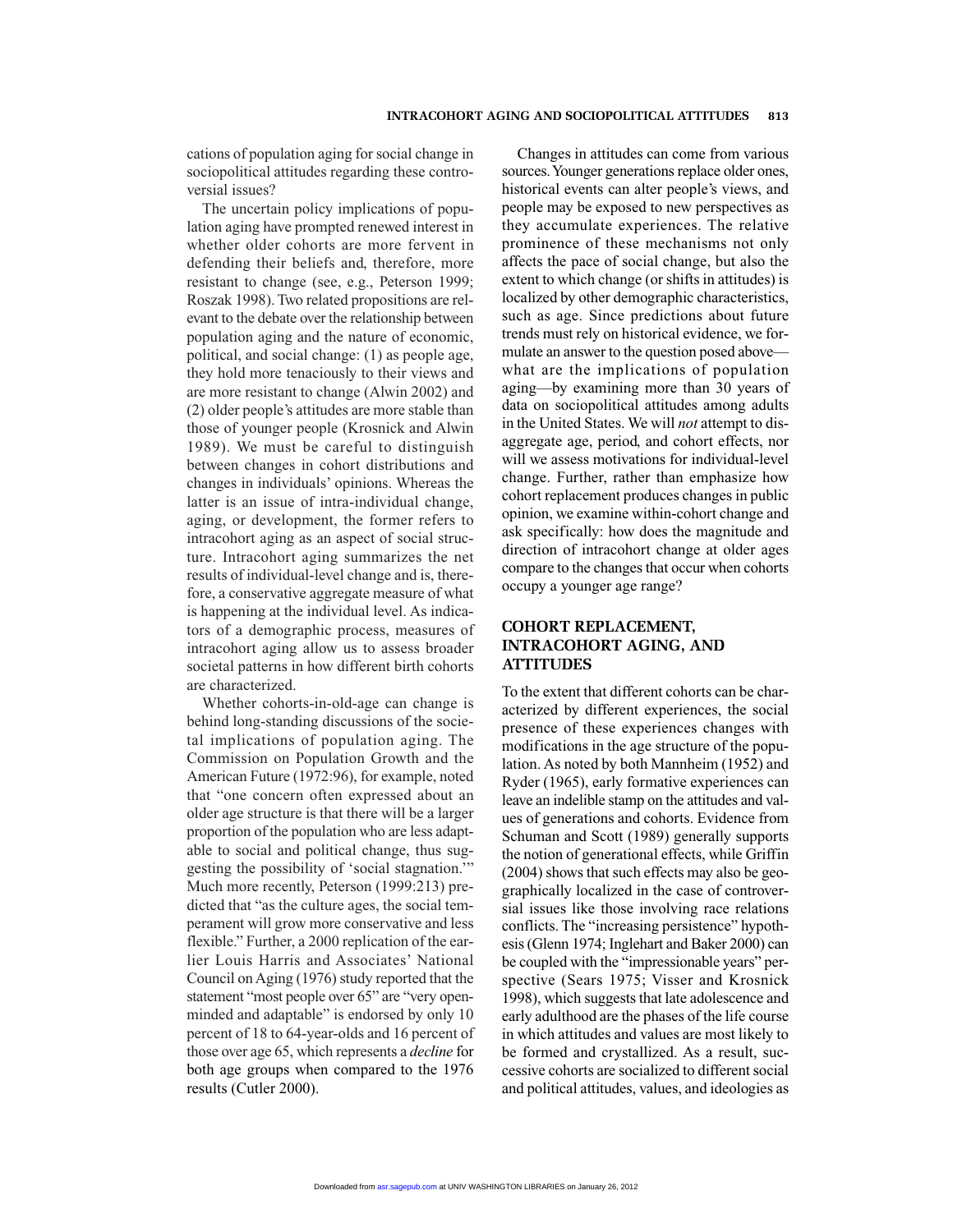cations of population aging for social change in sociopolitical attitudes regarding these controversial issues?

The uncertain policy implications of population aging have prompted renewed interest in whether older cohorts are more fervent in defending their beliefs and, therefore, more resistant to change (see, e.g., Peterson 1999; Roszak 1998). Two related propositions are relevant to the debate over the relationship between population aging and the nature of economic, political, and social change: (1) as people age, they hold more tenaciously to their views and are more resistant to change (Alwin 2002) and (2) older people's attitudes are more stable than those of younger people (Krosnick and Alwin 1989). We must be careful to distinguish between changes in cohort distributions and changes in individuals' opinions. Whereas the latter is an issue of intra-individual change, aging, or development, the former refers to intracohort aging as an aspect of social structure. Intracohort aging summarizes the net results of individual-level change and is, therefore, a conservative aggregate measure of what is happening at the individual level. As indicators of a demographic process, measures of intracohort aging allow us to assess broader societal patterns in how different birth cohorts are characterized.

Whether cohorts-in-old-age can change is behind long-standing discussions of the societal implications of population aging. The Commission on Population Growth and the American Future (1972:96), for example, noted that "one concern often expressed about an older age structure is that there will be a larger proportion of the population who are less adaptable to social and political change, thus suggesting the possibility of 'social stagnation.'" Much more recently, Peterson (1999:213) predicted that "as the culture ages, the social temperament will grow more conservative and less flexible." Further, a 2000 replication of the earlier Louis Harris and Associates' National Council on Aging (1976) study reported that the statement "most people over 65" are "very open-minded and adaptable" is endorsed by only 10 percent of 18 to 64-year-olds and 16 percent of those over age 65, which represents a *decline* for both age groups when compared to the 1976 results (Cutler 2000).

Changes in attitudes can come from various sources. Younger generations replace older ones, historical events can alter people's views, and people may be exposed to new perspectives as they accumulate experiences. The relative prominence of these mechanisms not only affects the pace of social change, but also the extent to which change (or shifts in attitudes) is localized by other demographic characteristics, such as age. Since predictions about future trends must rely on historical evidence, we formulate an answer to the question posed above—what are the implications of population aging—by examining more than 30 years of data on sociopolitical attitudes among adults in the United States. We will *not* attempt to disaggregate age, period, and cohort effects, nor will we assess motivations for individual-level change. Further, rather than emphasize how cohort replacement produces changes in public opinion, we examine within-cohort change and ask specifically: how does the magnitude and direction of intracohort change at older ages compare to the changes that occur when cohorts occupy a younger age range?

## COHORT REPLACEMENT, INTRACOHORT AGING, AND ATTITUDES

To the extent that different cohorts can be characterized by different experiences, the social presence of these experiences changes with modifications in the age structure of the population. As noted by both Mannheim (1952) and Ryder (1965), early formative experiences can leave an indelible stamp on the attitudes and values of generations and cohorts. Evidence from Schuman and Scott (1989) generally supports the notion of generational effects, while Griffin (2004) shows that such effects may also be geographically localized in the case of controversial issues like those involving race relations conflicts. The "increasing persistence" hypothesis (Glenn 1974; Inglehart and Baker 2000) can be coupled with the "impressionable years" perspective (Sears 1975; Visser and Krosnick 1998), which suggests that late adolescence and early adulthood are the phases of the life course in which attitudes and values are most likely to be formed and crystallized. As a result, successive cohorts are socialized to different social and political attitudes, values, and ideologies as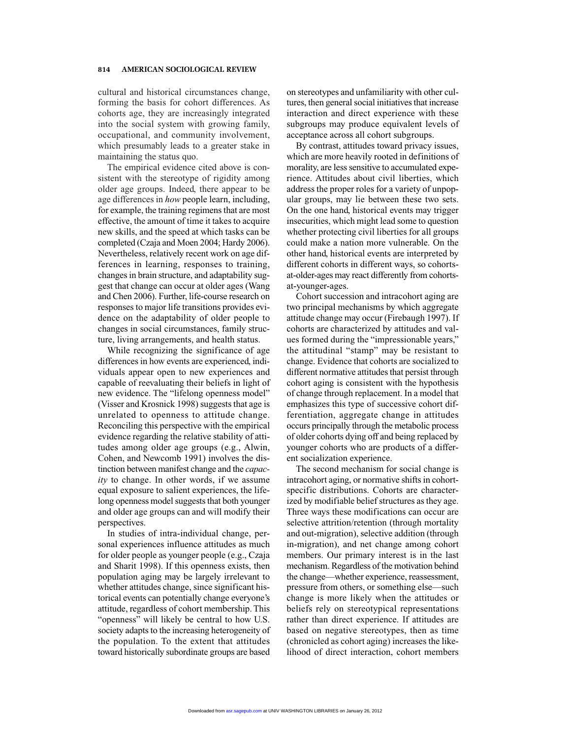cultural and historical circumstances change, forming the basis for cohort differences. As cohorts age, they are increasingly integrated into the social system with growing family, occupational, and community involvement, which presumably leads to a greater stake in maintaining the status quo.

The empirical evidence cited above is consistent with the stereotype of rigidity among older age groups. Indeed, there appear to be age differences in *how* people learn, including, for example, the training regimens that are most effective, the amount of time it takes to acquire new skills, and the speed at which tasks can be completed (Czaja and Moen 2004; Hardy 2006). Nevertheless, relatively recent work on age differences in learning, responses to training, changes in brain structure, and adaptability suggest that change can occur at older ages (Wang and Chen 2006). Further, life-course research on responses to major life transitions provides evidence on the adaptability of older people to changes in social circumstances, family structure, living arrangements, and health status.

While recognizing the significance of age differences in how events are experienced, individuals appear open to new experiences and capable of reevaluating their beliefs in light of new evidence. The "lifelong openness model" (Visser and Krosnick 1998) suggests that age is unrelated to openness to attitude change. Reconciling this perspective with the empirical evidence regarding the relative stability of attitudes among older age groups (e.g., Alwin, Cohen, and Newcomb 1991) involves the distinction between manifest change and the *capacity* to change. In other words, if we assume equal exposure to salient experiences, the lifelong openness model suggests that both younger and older age groups can and will modify their perspectives.

In studies of intra-individual change, personal experiences influence attitudes as much for older people as younger people (e.g., Czaja and Sharit 1998). If this openness exists, then population aging may be largely irrelevant to whether attitudes change, since significant historical events can potentially change everyone's attitude, regardless of cohort membership. This "openness" will likely be central to how U.S. society adapts to the increasing heterogeneity of the population. To the extent that attitudes toward historically subordinate groups are based on stereotypes and unfamiliarity with other cultures, then general social initiatives that increase interaction and direct experience with these subgroups may produce equivalent levels of acceptance across all cohort subgroups.

By contrast, attitudes toward privacy issues, which are more heavily rooted in definitions of morality, are less sensitive to accumulated experience. Attitudes about civil liberties, which address the proper roles for a variety of unpopular groups, may lie between these two sets. On the one hand, historical events may trigger insecurities, which might lead some to question whether protecting civil liberties for all groups could make a nation more vulnerable. On the other hand, historical events are interpreted by different cohorts in different ways, so cohorts-at-older-ages may react differently from cohorts-at-younger-ages.

Cohort succession and intracohort aging are two principal mechanisms by which aggregate attitude change may occur (Firebaugh 1997). If cohorts are characterized by attitudes and values formed during the "impressionable years," the attitudinal "stamp" may be resistant to change. Evidence that cohorts are socialized to different normative attitudes that persist through cohort aging is consistent with the hypothesis of change through replacement. In a model that emphasizes this type of successive cohort differentiation, aggregate change in attitudes occurs principally through the metabolic process of older cohorts dying off and being replaced by younger cohorts who are products of a different socialization experience.

The second mechanism for social change is intracohort aging, or normative shifts in cohort-specific distributions. Cohorts are characterized by modifiable belief structures as they age. Three ways these modifications can occur are selective attrition/retention (through mortality and out-migration), selective addition (through in-migration), and net change among cohort members. Our primary interest is in the last mechanism. Regardless of the motivation behind the change—whether experience, reassessment, pressure from others, or something else—such change is more likely when the attitudes or beliefs rely on stereotypical representations rather than direct experience. If attitudes are based on negative stereotypes, then as time (chronicled as cohort aging) increases the likelihood of direct interaction, cohort members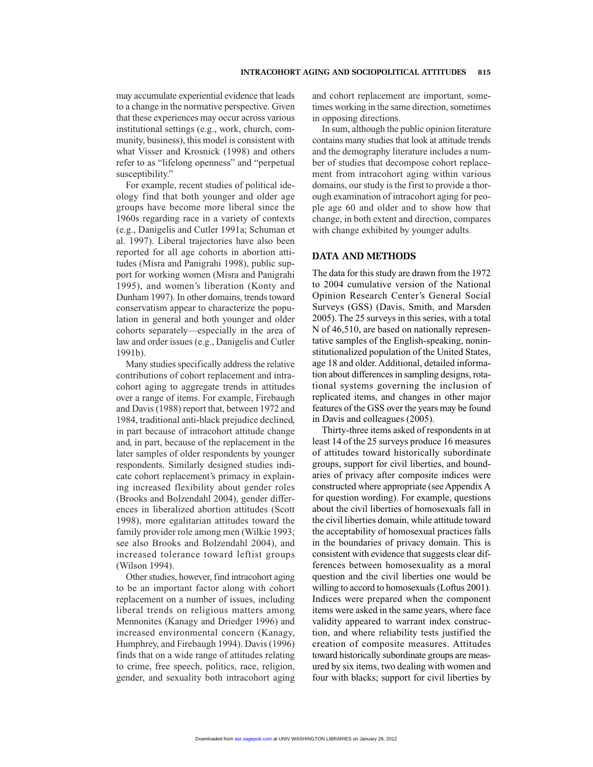may accumulate experiential evidence that leads to a change in the normative perspective. Given that these experiences may occur across various institutional settings (e.g., work, church, community, business), this model is consistent with what Visser and Krosnick (1998) and others refer to as "lifelong openness" and "perpetual susceptibility."

For example, recent studies of political ideology find that both younger and older age groups have become more liberal since the 1960s regarding race in a variety of contexts (e.g., Danigelis and Cutler 1991a; Schuman et al. 1997). Liberal trajectories have also been reported for all age cohorts in abortion attitudes (Misra and Panigrahi 1998), public support for working women (Misra and Panigrahi 1995), and women's liberation (Konty and Dunham 1997). In other domains, trends toward conservatism appear to characterize the population in general and both younger and older cohorts separately—especially in the area of law and order issues (e.g., Danigelis and Cutler 1991b).

Many studies specifically address the relative contributions of cohort replacement and intracohort aging to aggregate trends in attitudes over a range of items. For example, Firebaugh and Davis (1988) report that, between 1972 and 1984, traditional anti-black prejudice declined, in part because of intracohort attitude change and, in part, because of the replacement in the later samples of older respondents by younger respondents. Similarly designed studies indicate cohort replacement's primacy in explaining increased flexibility about gender roles (Brooks and Bolzendahl 2004), gender differences in liberalized abortion attitudes (Scott 1998), more egalitarian attitudes toward the family provider role among men (Wilkie 1993; see also Brooks and Bolzendahl 2004), and increased tolerance toward leftist groups (Wilson 1994).

Other studies, however, find intracohort aging to be an important factor along with cohort replacement on a number of issues, including liberal trends on religious matters among Mennonites (Kanagy and Driedger 1996) and increased environmental concern (Kanagy, Humphrey, and Firebaugh 1994). Davis (1996) finds that on a wide range of attitudes relating to crime, free speech, politics, race, religion, gender, and sexuality both intracohort aging and cohort replacement are important, sometimes working in the same direction, sometimes in opposing directions.

In sum, although the public opinion literature contains many studies that look at attitude trends and the demography literature includes a number of studies that decompose cohort replacement from intracohort aging within various domains, our study is the first to provide a thorough examination of intracohort aging for people age 60 and older and to show how that change, in both extent and direction, compares with change exhibited by younger adults.

## DATA AND METHODS

The data for this study are drawn from the 1972 to 2004 cumulative version of the National Opinion Research Center's General Social Surveys (GSS) (Davis, Smith, and Marsden 2005). The 25 surveys in this series, with a total N of 46,510, are based on nationally representative samples of the English-speaking, noninstitutionalized population of the United States, age 18 and older. Additional, detailed information about differences in sampling designs, rotational systems governing the inclusion of replicated items, and changes in other major features of the GSS over the years may be found in Davis and colleagues (2005).

Thirty-three items asked of respondents in at least 14 of the 25 surveys produce 16 measures of attitudes toward historically subordinate groups, support for civil liberties, and boundaries of privacy after composite indices were constructed where appropriate (see Appendix A for question wording). For example, questions about the civil liberties of homosexuals fall in the civil liberties domain, while attitude toward the acceptability of homosexual practices falls in the boundaries of privacy domain. This is consistent with evidence that suggests clear differences between homosexuality as a moral question and the civil liberties one would be willing to accord to homosexuals (Loftus 2001). Indices were prepared when the component items were asked in the same years, where face validity appeared to warrant index construction, and where reliability tests justified the creation of composite measures. Attitudes toward historically subordinate groups are measured by six items, two dealing with women and four with blacks; support for civil liberties by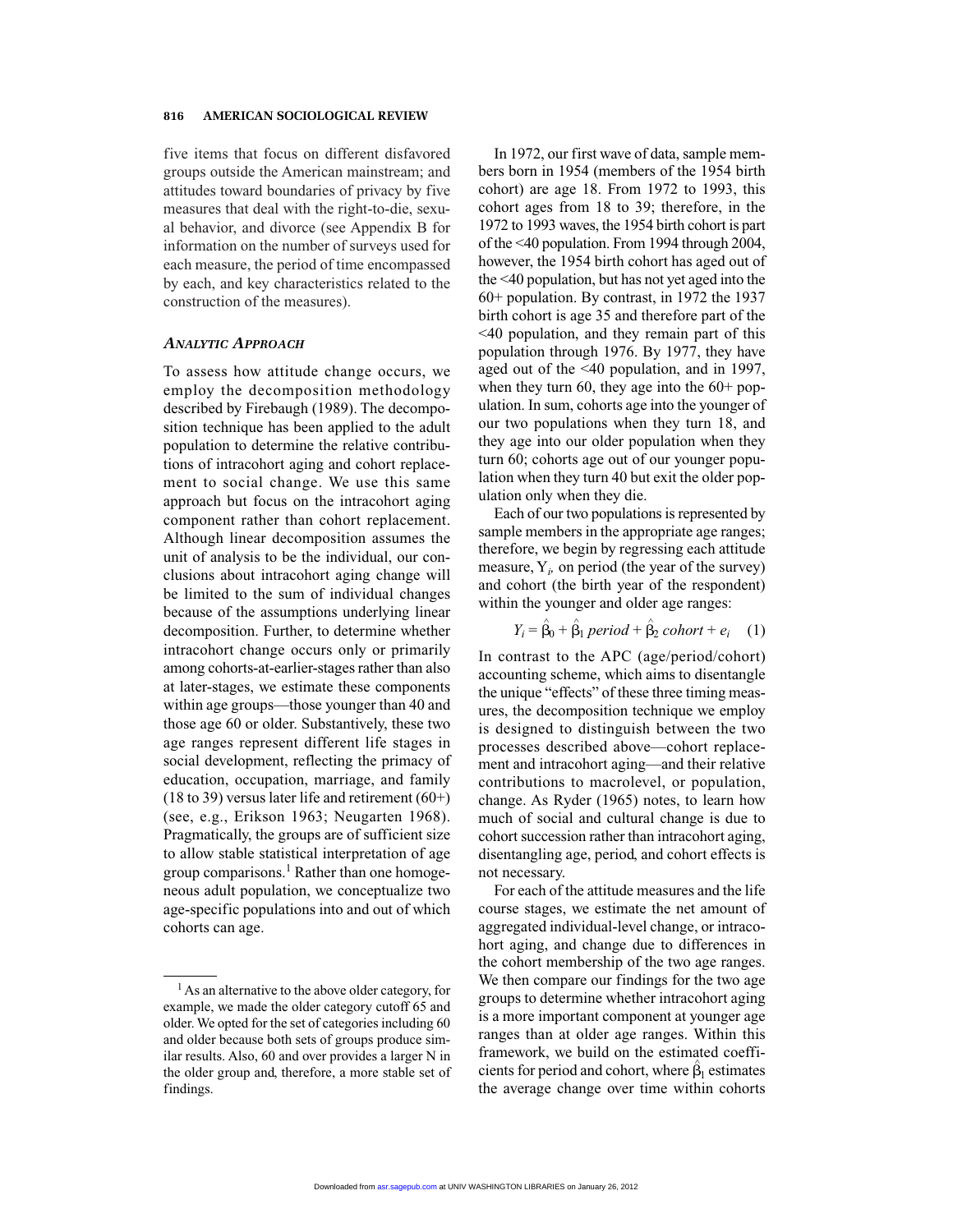five items that focus on different disfavored groups outside the American mainstream; and attitudes toward boundaries of privacy by five measures that deal with the right-to-die, sexual behavior, and divorce (see Appendix B for information on the number of surveys used for each measure, the period of time encompassed by each, and key characteristics related to the construction of the measures).

### *ANALYTIC APPROACH*

To assess how attitude change occurs, we employ the decomposition methodology described by Firebaugh (1989). The decomposition technique has been applied to the adult population to determine the relative contributions of intracohort aging and cohort replacement to social change. We use this same approach but focus on the intracohort aging component rather than cohort replacement. Although linear decomposition assumes the unit of analysis to be the individual, our conclusions about intracohort aging change will be limited to the sum of individual changes because of the assumptions underlying linear decomposition. Further, to determine whether intracohort change occurs only or primarily among cohorts-at-earlier-stages rather than also at later-stages, we estimate these components within age groups—those younger than 40 and those age 60 or older. Substantively, these two age ranges represent different life stages in social development, reflecting the primacy of education, occupation, marriage, and family (18 to 39) versus later life and retirement (60+) (see, e.g., Erikson 1963; Neugarten 1968). Pragmatically, the groups are of sufficient size to allow stable statistical interpretation of age group comparisons.[1] Rather than one homogeneous adult population, we conceptualize two age-specific populations into and out of which cohorts can age.

In 1972, our first wave of data, sample members born in 1954 (members of the 1954 birth cohort) are age 18. From 1972 to 1993, this cohort ages from 18 to 39; therefore, in the 1972 to 1993 waves, the 1954 birth cohort is part of the <40 population. From 1994 through 2004, however, the 1954 birth cohort has aged out of the <40 population, but has not yet aged into the 60+ population. By contrast, in 1972 the 1937 birth cohort is age 35 and therefore part of the <40 population, and they remain part of this population through 1976. By 1977, they have aged out of the <40 population, and in 1997, when they turn 60, they age into the 60+ population. In sum, cohorts age into the younger of our two populations when they turn 18, and they age into our older population when they turn 60; cohorts age out of our younger population when they turn 40 but exit the older population only when they die.

Each of our two populations is represented by sample members in the appropriate age ranges; therefore, we begin by regressing each attitude measure, $Y_i$, on period (the year of the survey) and cohort (the birth year of the respondent) within the younger and older age ranges:

$$Y_i = \hat{\beta}_0 + \hat{\beta}_1\, period + \hat{\beta}_2\, cohort + e_i \quad (1)$$

In contrast to the APC (age/period/cohort) accounting scheme, which aims to disentangle the unique "effects" of these three timing measures, the decomposition technique we employ is designed to distinguish between the two processes described above—cohort replacement and intracohort aging—and their relative contributions to macrolevel, or population, change. As Ryder (1965) notes, to learn how much of social and cultural change is due to cohort succession rather than intracohort aging, disentangling age, period, and cohort effects is not necessary.

For each of the attitude measures and the life course stages, we estimate the net amount of aggregated individual-level change, or intracohort aging, and change due to differences in the cohort membership of the two age ranges. We then compare our findings for the two age groups to determine whether intracohort aging is a more important component at younger age ranges than at older age ranges. Within this framework, we build on the estimated coefficients for period and cohort, where $\hat{\beta}_1$ estimates the average change over time within cohorts

---

[1] As an alternative to the above older category, for example, we made the older category cutoff 65 and older. We opted for the set of categories including 60 and older because both sets of groups produce similar results. Also, 60 and over provides a larger N in the older group and, therefore, a more stable set of findings.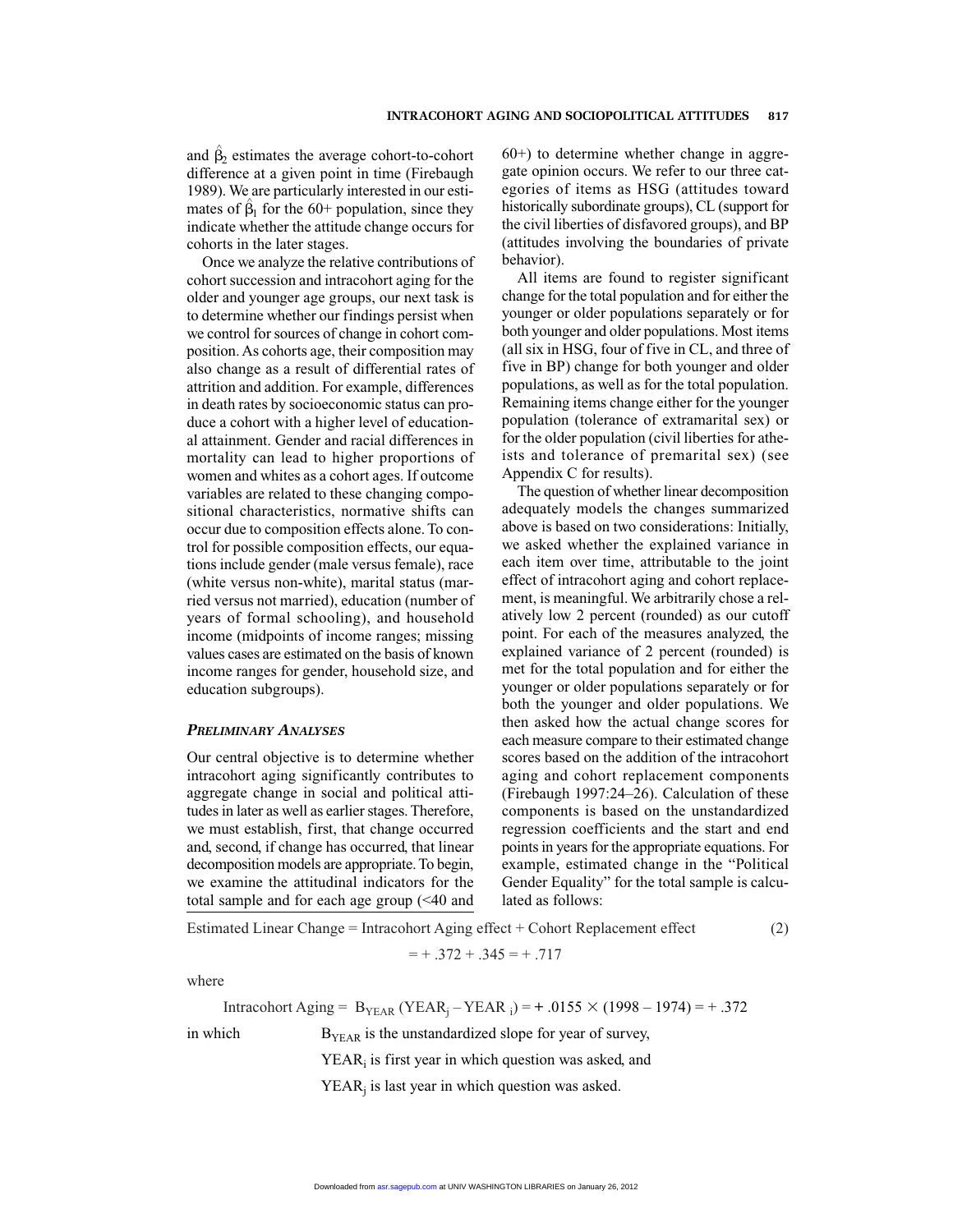and $\hat{\beta}_2$ estimates the average cohort-to-cohort difference at a given point in time (Firebaugh 1989). We are particularly interested in our estimates of $\hat{\beta}_1$ for the 60+ population, since they indicate whether the attitude change occurs for cohorts in the later stages.

Once we analyze the relative contributions of cohort succession and intracohort aging for the older and younger age groups, our next task is to determine whether our findings persist when we control for sources of change in cohort composition. As cohorts age, their composition may also change as a result of differential rates of attrition and addition. For example, differences in death rates by socioeconomic status can produce a cohort with a higher level of educational attainment. Gender and racial differences in mortality can lead to higher proportions of women and whites as a cohort ages. If outcome variables are related to these changing compositional characteristics, normative shifts can occur due to composition effects alone. To control for possible composition effects, our equations include gender (male versus female), race (white versus non-white), marital status (married versus not married), education (number of years of formal schooling), and household income (midpoints of income ranges; missing values cases are estimated on the basis of known income ranges for gender, household size, and education subgroups).

### *Preliminary Analyses*

Our central objective is to determine whether intracohort aging significantly contributes to aggregate change in social and political attitudes in later as well as earlier stages. Therefore, we must establish, first, that change occurred and, second, if change has occurred, that linear decomposition models are appropriate. To begin, we examine the attitudinal indicators for the total sample and for each age group (<40 and 60+) to determine whether change in aggregate opinion occurs. We refer to our three categories of items as HSG (attitudes toward historically subordinate groups), CL (support for the civil liberties of disfavored groups), and BP (attitudes involving the boundaries of private behavior).

All items are found to register significant change for the total population and for either the younger or older populations separately or for both younger and older populations. Most items (all six in HSG, four of five in CL, and three of five in BP) change for both younger and older populations, as well as for the total population. Remaining items change either for the younger population (tolerance of extramarital sex) or for the older population (civil liberties for atheists and tolerance of premarital sex) (see Appendix C for results).

The question of whether linear decomposition adequately models the changes summarized above is based on two considerations: Initially, we asked whether the explained variance in each item over time, attributable to the joint effect of intracohort aging and cohort replacement, is meaningful. We arbitrarily chose a relatively low 2 percent (rounded) as our cutoff point. For each of the measures analyzed, the explained variance of 2 percent (rounded) is met for the total population and for either the younger or older populations separately or for both the younger and older populations. We then asked how the actual change scores for each measure compare to their estimated change scores based on the addition of the intracohort aging and cohort replacement components (Firebaugh 1997:24–26). Calculation of these components is based on the unstandardized regression coefficients and the start and end points in years for the appropriate equations. For example, estimated change in the "Political Gender Equality" for the total sample is calculated as follows:

$$\text{Estimated Linear Change} = \text{Intracohort Aging effect} + \text{Cohort Replacement effect} \quad (2)$$

$$= +.372 + .345 = +.717$$

where

$$\text{Intracohort Aging} = B_{YEAR}\,(YEAR_j - YEAR_i) = +.0155 \times (1998 - 1974) = +.372$$

in which $B_{YEAR}$ is the unstandardized slope for year of survey,

$YEAR_i$ is first year in which question was asked, and

$YEAR_j$ is last year in which question was asked.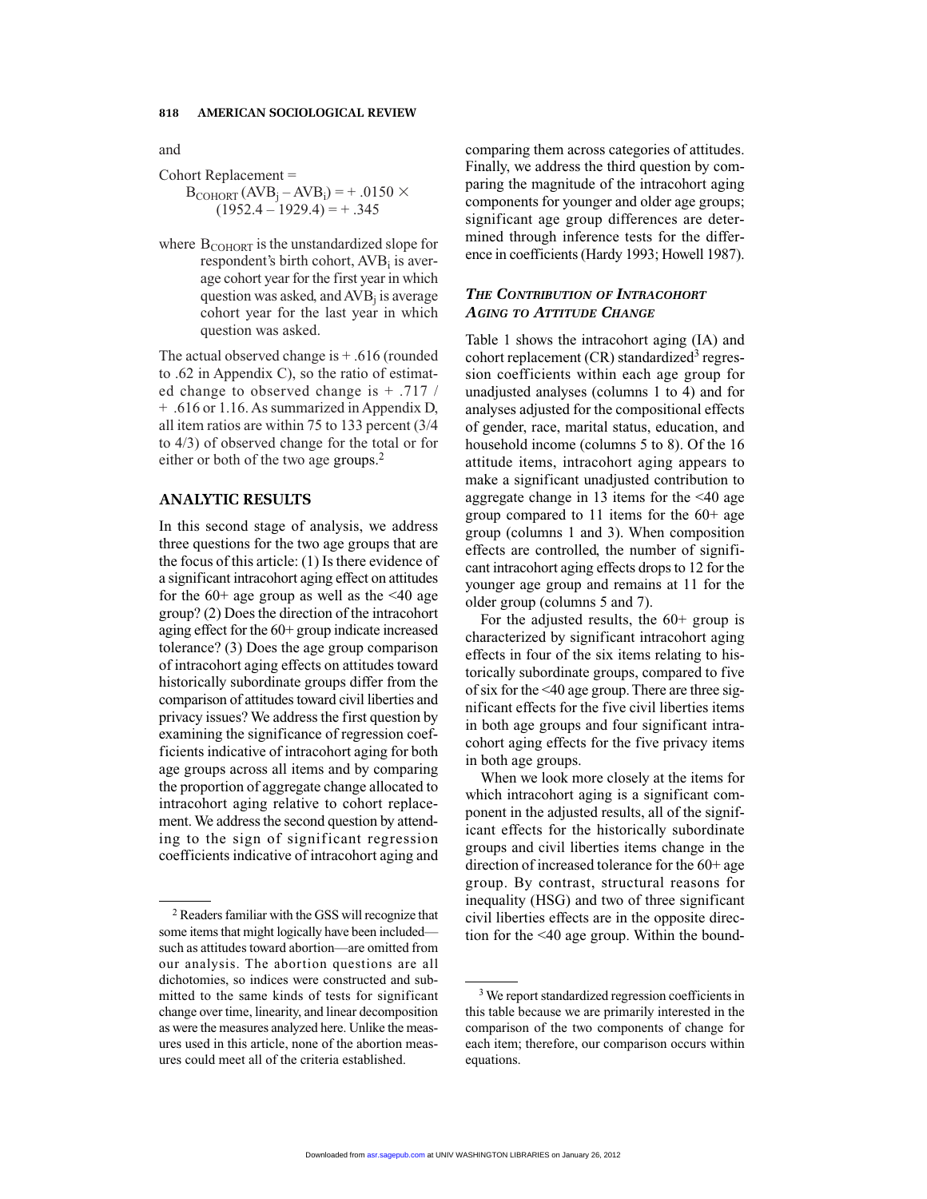and

Cohort Replacement =

$$B_{COHORT}(AVB_j - AVB_i) = +.0150 \times (1952.4 - 1929.4) = +.345$$

where $B_{COHORT}$ is the unstandardized slope for respondent's birth cohort, $AVB_i$ is average cohort year for the first year in which question was asked, and $AVB_j$ is average cohort year for the last year in which question was asked.

The actual observed change is + .616 (rounded to .62 in Appendix C), so the ratio of estimated change to observed change is + .717 / + .616 or 1.16. As summarized in Appendix D, all item ratios are within 75 to 133 percent (3/4 to 4/3) of observed change for the total or for either or both of the two age groups.[2]

## ANALYTIC RESULTS

In this second stage of analysis, we address three questions for the two age groups that are the focus of this article: (1) Is there evidence of a significant intracohort aging effect on attitudes for the 60+ age group as well as the <40 age group? (2) Does the direction of the intracohort aging effect for the 60+ group indicate increased tolerance? (3) Does the age group comparison of intracohort aging effects on attitudes toward historically subordinate groups differ from the comparison of attitudes toward civil liberties and privacy issues? We address the first question by examining the significance of regression coefficients indicative of intracohort aging for both age groups across all items and by comparing the proportion of aggregate change allocated to intracohort aging relative to cohort replacement. We address the second question by attending to the sign of significant regression coefficients indicative of intracohort aging and comparing them across categories of attitudes. Finally, we address the third question by comparing the magnitude of the intracohort aging components for younger and older age groups; significant age group differences are determined through inference tests for the difference in coefficients (Hardy 1993; Howell 1987).

### *The Contribution of Intracohort Aging to Attitude Change*

Table 1 shows the intracohort aging (IA) and cohort replacement (CR) standardized[3] regression coefficients within each age group for unadjusted analyses (columns 1 to 4) and for analyses adjusted for the compositional effects of gender, race, marital status, education, and household income (columns 5 to 8). Of the 16 attitude items, intracohort aging appears to make a significant unadjusted contribution to aggregate change in 13 items for the <40 age group compared to 11 items for the 60+ age group (columns 1 and 3). When composition effects are controlled, the number of significant intracohort aging effects drops to 12 for the younger age group and remains at 11 for the older group (columns 5 and 7).

For the adjusted results, the 60+ group is characterized by significant intracohort aging effects in four of the six items relating to historically subordinate groups, compared to five of six for the <40 age group. There are three significant effects for the five civil liberties items in both age groups and four significant intracohort aging effects for the five privacy items in both age groups.

When we look more closely at the items for which intracohort aging is a significant component in the adjusted results, all of the significant effects for the historically subordinate groups and civil liberties items change in the direction of increased tolerance for the 60+ age group. By contrast, structural reasons for inequality (HSG) and two of three significant civil liberties effects are in the opposite direction for the <40 age group. Within the bound-

[2] Readers familiar with the GSS will recognize that some items that might logically have been included—such as attitudes toward abortion—are omitted from our analysis. The abortion questions are all dichotomies, so indices were constructed and submitted to the same kinds of tests for significant change over time, linearity, and linear decomposition as were the measures analyzed here. Unlike the measures used in this article, none of the abortion measures could meet all of the criteria established.

[3] We report standardized regression coefficients in this table because we are primarily interested in the comparison of the two components of change for each item; therefore, our comparison occurs within equations.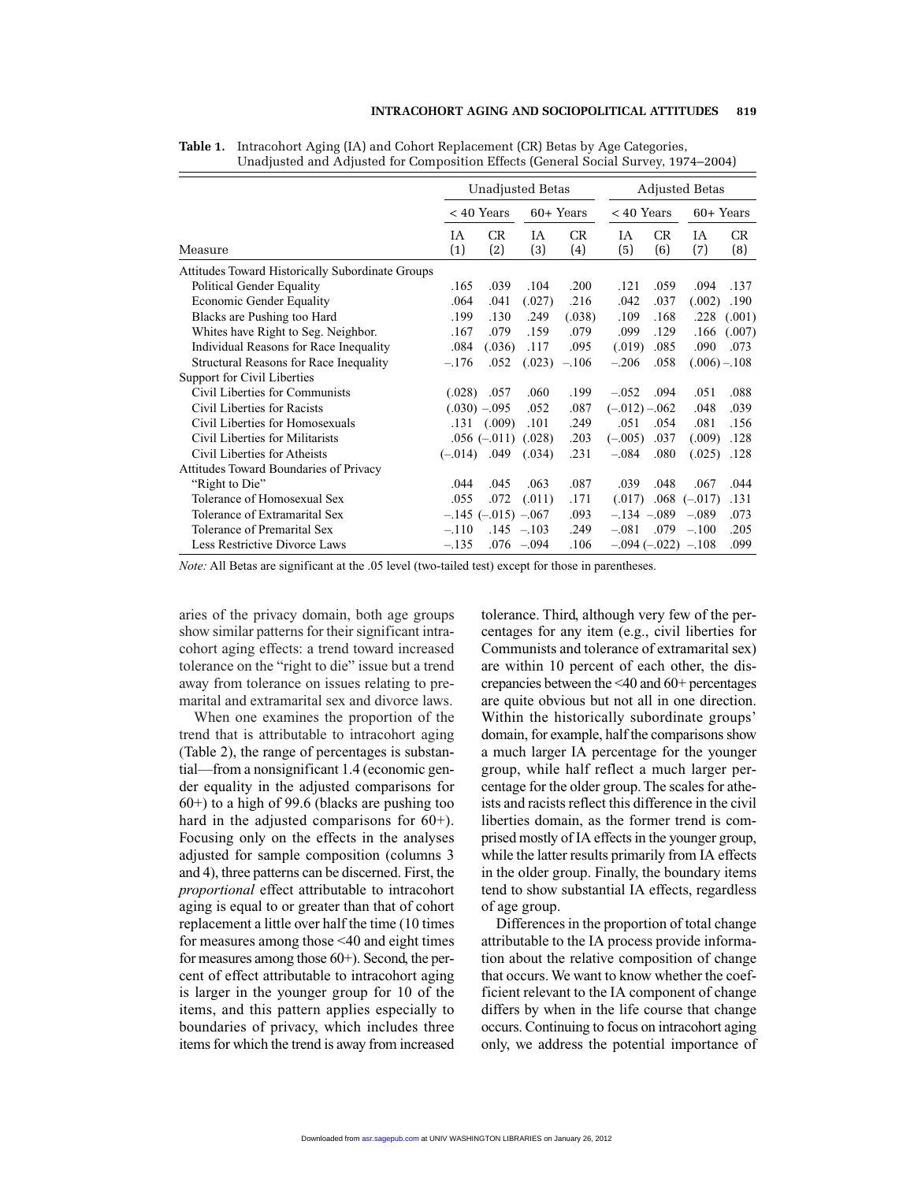**Table 1.** Intracohort Aging (IA) and Cohort Replacement (CR) Betas by Age Categories, Unadjusted and Adjusted for Composition Effects (General Social Survey, 1974–2004)

| | Unadjusted Betas | | | | Adjusted Betas | | | |
|---|---|---|---|---|---|---|---|---|
| | < 40 Years | | 60+ Years | | < 40 Years | | 60+ Years | |
| Measure | IA (1) | CR (2) | IA (3) | CR (4) | IA (5) | CR (6) | IA (7) | CR (8) |
| Attitudes Toward Historically Subordinate Groups | | | | | | | | |
| Political Gender Equality | .165 | .039 | .104 | .200 | .121 | .059 | .094 | .137 |
| Economic Gender Equality | .064 | .041 | (.027) | .216 | .042 | .037 | (.002) | .190 |
| Blacks are Pushing too Hard | .199 | .130 | .249 | (.038) | .109 | .168 | .228 | (.001) |
| Whites have Right to Seg. Neighbor. | .167 | .079 | .159 | .079 | .099 | .129 | .166 | (.007) |
| Individual Reasons for Race Inequality | .084 | (.036) | .117 | .095 | (.019) | .085 | .090 | .073 |
| Structural Reasons for Race Inequality | –.176 | .052 | (.023) | –.106 | –.206 | .058 | (.006) | –.108 |
| Support for Civil Liberties | | | | | | | | |
| Civil Liberties for Communists | (.028) | .057 | .060 | .199 | –.052 | .094 | .051 | .088 |
| Civil Liberties for Racists | (.030) | –.095 | .052 | .087 | (–.012) | –.062 | .048 | .039 |
| Civil Liberties for Homosexuals | .131 | (.009) | .101 | .249 | .051 | .054 | .081 | .156 |
| Civil Liberties for Militarists | .056 | (–.011) | (.028) | .203 | (–.005) | .037 | (.009) | .128 |
| Civil Liberties for Atheists | (–.014) | .049 | (.034) | .231 | –.084 | .080 | (.025) | .128 |
| Attitudes Toward Boundaries of Privacy | | | | | | | | |
| "Right to Die" | .044 | .045 | .063 | .087 | .039 | .048 | .067 | .044 |
| Tolerance of Homosexual Sex | .055 | .072 | (.011) | .171 | (.017) | .068 | (–.017) | .131 |
| Tolerance of Extramarital Sex | –.145 | (–.015) | –.067 | .093 | –.134 | –.089 | –.089 | .073 |
| Tolerance of Premarital Sex | –.110 | .145 | –.103 | .249 | –.081 | .079 | –.100 | .205 |
| Less Restrictive Divorce Laws | –.135 | .076 | –.094 | .106 | –.094 | (–.022) | –.108 | .099 |

*Note:* All Betas are significant at the .05 level (two-tailed test) except for those in parentheses.

aries of the privacy domain, both age groups show similar patterns for their significant intracohort aging effects: a trend toward increased tolerance on the "right to die" issue but a trend away from tolerance on issues relating to premarital and extramarital sex and divorce laws.

When one examines the proportion of the trend that is attributable to intracohort aging (Table 2), the range of percentages is substantial—from a nonsignificant 1.4 (economic gender equality in the adjusted comparisons for 60+) to a high of 99.6 (blacks are pushing too hard in the adjusted comparisons for 60+). Focusing only on the effects in the analyses adjusted for sample composition (columns 3 and 4), three patterns can be discerned. First, the *proportional* effect attributable to intracohort aging is equal to or greater than that of cohort replacement a little over half the time (10 times for measures among those <40 and eight times for measures among those 60+). Second, the percent of effect attributable to intracohort aging is larger in the younger group for 10 of the items, and this pattern applies especially to boundaries of privacy, which includes three items for which the trend is away from increased tolerance. Third, although very few of the percentages for any item (e.g., civil liberties for Communists and tolerance of extramarital sex) are within 10 percent of each other, the discrepancies between the <40 and 60+ percentages are quite obvious but not all in one direction. Within the historically subordinate groups' domain, for example, half the comparisons show a much larger IA percentage for the younger group, while half reflect a much larger percentage for the older group. The scales for atheists and racists reflect this difference in the civil liberties domain, as the former trend is comprised mostly of IA effects in the younger group, while the latter results primarily from IA effects in the older group. Finally, the boundary items tend to show substantial IA effects, regardless of age group.

Differences in the proportion of total change attributable to the IA process provide information about the relative composition of change that occurs. We want to know whether the coefficient relevant to the IA component of change differs by when in the life course that change occurs. Continuing to focus on intracohort aging only, we address the potential importance of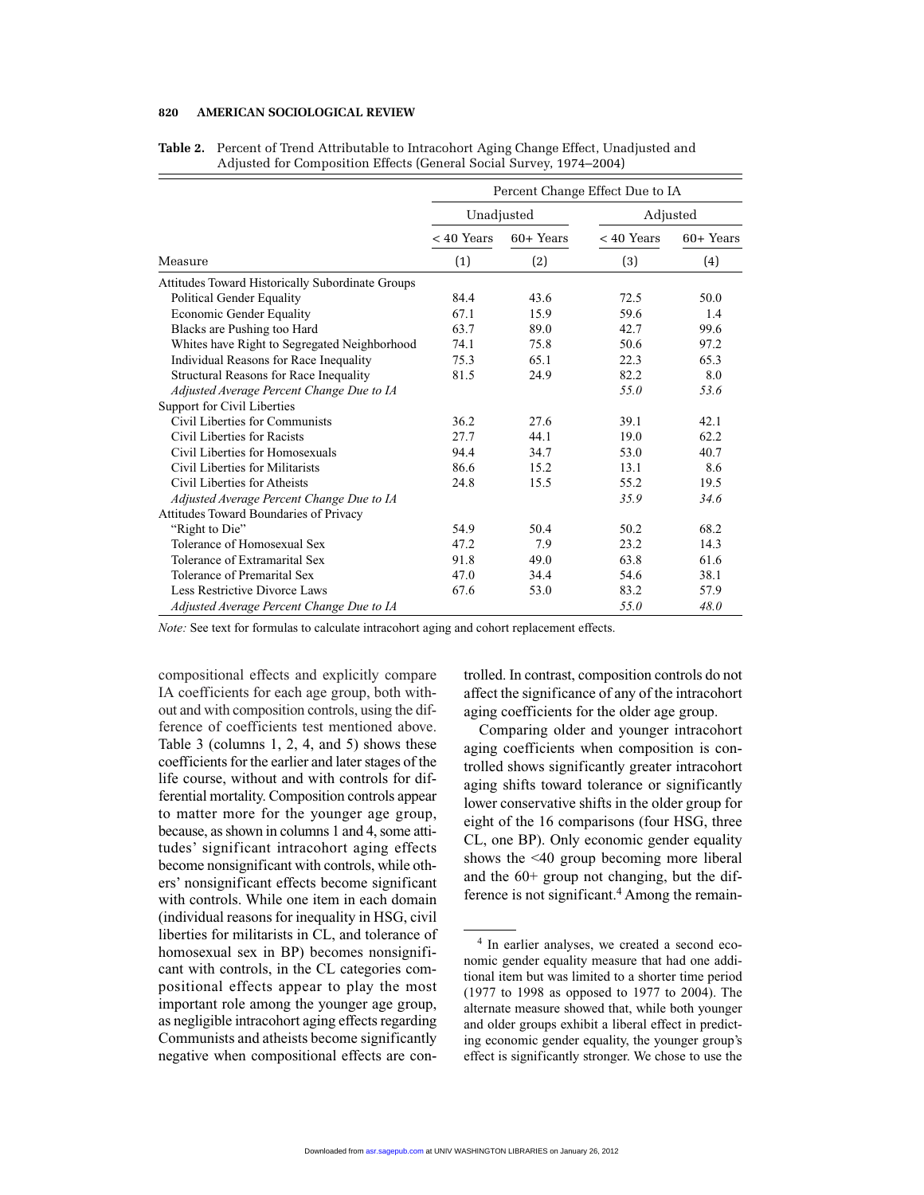**Table 2.** Percent of Trend Attributable to Intracohort Aging Change Effect, Unadjusted and Adjusted for Composition Effects (General Social Survey, 1974–2004)

| | Percent Change Effect Due to IA | | | |
|---|---|---|---|---|
| | Unadjusted | | Adjusted | |
| | < 40 Years | 60+ Years | < 40 Years | 60+ Years |
| Measure | (1) | (2) | (3) | (4) |
| Attitudes Toward Historically Subordinate Groups | | | | |
| Political Gender Equality | 84.4 | 43.6 | 72.5 | 50.0 |
| Economic Gender Equality | 67.1 | 15.9 | 59.6 | 1.4 |
| Blacks are Pushing too Hard | 63.7 | 89.0 | 42.7 | 99.6 |
| Whites have Right to Segregated Neighborhood | 74.1 | 75.8 | 50.6 | 97.2 |
| Individual Reasons for Race Inequality | 75.3 | 65.1 | 22.3 | 65.3 |
| Structural Reasons for Race Inequality | 81.5 | 24.9 | 82.2 | 8.0 |
| *Adjusted Average Percent Change Due to IA* | | | *55.0* | *53.6* |
| Support for Civil Liberties | | | | |
| Civil Liberties for Communists | 36.2 | 27.6 | 39.1 | 42.1 |
| Civil Liberties for Racists | 27.7 | 44.1 | 19.0 | 62.2 |
| Civil Liberties for Homosexuals | 94.4 | 34.7 | 53.0 | 40.7 |
| Civil Liberties for Militarists | 86.6 | 15.2 | 13.1 | 8.6 |
| Civil Liberties for Atheists | 24.8 | 15.5 | 55.2 | 19.5 |
| *Adjusted Average Percent Change Due to IA* | | | *35.9* | *34.6* |
| Attitudes Toward Boundaries of Privacy | | | | |
| "Right to Die" | 54.9 | 50.4 | 50.2 | 68.2 |
| Tolerance of Homosexual Sex | 47.2 | 7.9 | 23.2 | 14.3 |
| Tolerance of Extramarital Sex | 91.8 | 49.0 | 63.8 | 61.6 |
| Tolerance of Premarital Sex | 47.0 | 34.4 | 54.6 | 38.1 |
| Less Restrictive Divorce Laws | 67.6 | 53.0 | 83.2 | 57.9 |
| *Adjusted Average Percent Change Due to IA* | | | *55.0* | *48.0* |

*Note:* See text for formulas to calculate intracohort aging and cohort replacement effects.

compositional effects and explicitly compare IA coefficients for each age group, both without and with composition controls, using the difference of coefficients test mentioned above. Table 3 (columns 1, 2, 4, and 5) shows these coefficients for the earlier and later stages of the life course, without and with controls for differential mortality. Composition controls appear to matter more for the younger age group, because, as shown in columns 1 and 4, some attitudes' significant intracohort aging effects become nonsignificant with controls, while others' nonsignificant effects become significant with controls. While one item in each domain (individual reasons for inequality in HSG, civil liberties for militarists in CL, and tolerance of homosexual sex in BP) becomes nonsignificant with controls, in the CL categories compositional effects appear to play the most important role among the younger age group, as negligible intracohort aging effects regarding Communists and atheists become significantly negative when compositional effects are controlled. In contrast, composition controls do not affect the significance of any of the intracohort aging coefficients for the older age group.

Comparing older and younger intracohort aging coefficients when composition is controlled shows significantly greater intracohort aging shifts toward tolerance or significantly lower conservative shifts in the older group for eight of the 16 comparisons (four HSG, three CL, one BP). Only economic gender equality shows the <40 group becoming more liberal and the 60+ group not changing, but the difference is not significant.[4] Among the remain-

[4] In earlier analyses, we created a second economic gender equality measure that had one additional item but was limited to a shorter time period (1977 to 1998 as opposed to 1977 to 2004). The alternate measure showed that, while both younger and older groups exhibit a liberal effect in predicting economic gender equality, the younger group's effect is significantly stronger. We chose to use the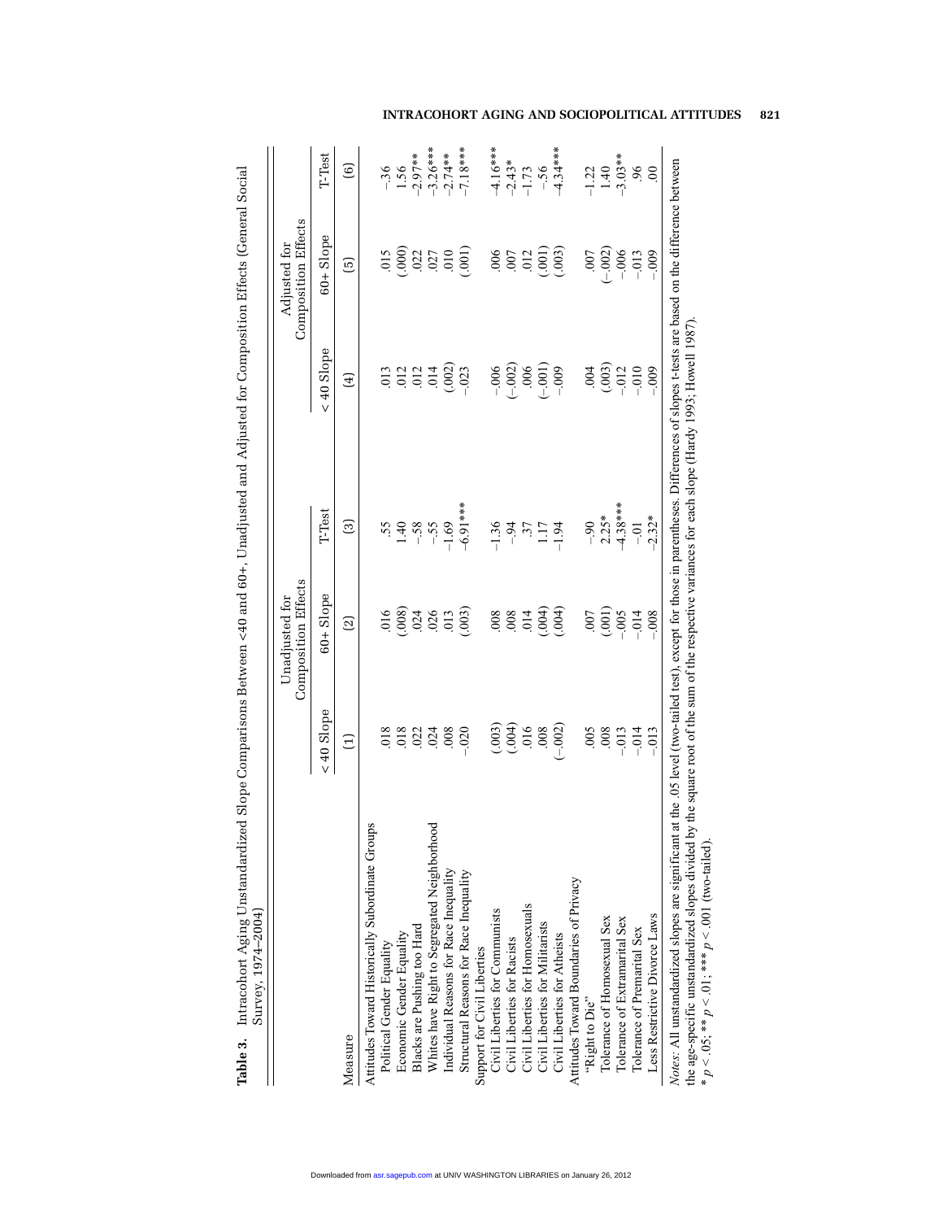**Table 3.** Intracohort Aging Unstandardized Slope Comparisons Between <40 and 60+, Unadjusted and Adjusted for Composition Effects (General Social Survey, 1974–2004)

| | Unadjusted for Composition Effects | | | Adjusted for Composition Effects | | |
|---|---|---|---|---|---|---|
| Measure | < 40 Slope | 60+ Slope | T-Test | < 40 Slope | 60+ Slope | T-Test |
| | (1) | (2) | (3) | (4) | (5) | (6) |
| Attitudes Toward Historically Subordinate Groups | | | | | | |
| Political Gender Equality | .018 | .016 | .55 | .013 | .015 | –.36 |
| Economic Gender Equality | .018 | (.008) | 1.40 | .012 | (.000) | 1.56 |
| Blacks are Pushing too Hard | .022 | .024 | –.58 | .012 | .022 | –2.97** |
| Whites have Right to Segregated Neighborhood | .024 | .026 | –.55 | .014 | .027 | –3.26*** |
| Individual Reasons for Race Inequality | .008 | .013 | –1.69 | (.002) | .010 | –2.74** |
| Structural Reasons for Race Inequality | –.020 | (.003) | –6.91*** | –.023 | (.001) | –7.18*** |
| Support for Civil Liberties | | | | | | |
| Civil Liberties for Communists | (.003) | .008 | –1.36 | –.006 | .006 | –4.16*** |
| Civil Liberties for Racists | (.004) | .008 | –.94 | (–.002) | .007 | –2.43* |
| Civil Liberties for Homosexuals | .016 | .014 | .37 | .006 | .012 | –1.73 |
| Civil Liberties for Militarists | .008 | (.004) | 1.17 | (–.001) | (.001) | –.56 |
| Civil Liberties for Atheists | (–.002) | (.004) | –1.94 | –.009 | (.003) | –4.34*** |
| Attitudes Toward Boundaries of Privacy | | | | | | |
| "Right to Die" | .005 | .007 | –.90 | .004 | .007 | –1.22 |
| Tolerance of Homosexual Sex | .008 | (.001) | 2.25* | (.003) | (–.002) | 1.40 |
| Tolerance of Extramarital Sex | –.013 | –.005 | –4.38*** | –.012 | –.006 | –3.03** |
| Tolerance of Premarital Sex | –.014 | –.014 | –.01 | –.010 | –.013 | .96 |
| Less Restrictive Divorce Laws | –.013 | –.008 | –2.32* | –.009 | –.009 | .00 |

*Notes:* All unstandardized slopes are significant at the .05 level (two-tailed test), except for those in parentheses. Differences of slopes t-tests are based on the difference between the age-specific unstandardized slopes divided by the square root of the sum of the respective variances for each slope (Hardy 1993; Howell 1987).
\* $p < .05$; \*\* $p < .01$; \*\*\* $p < .001$ (two-tailed).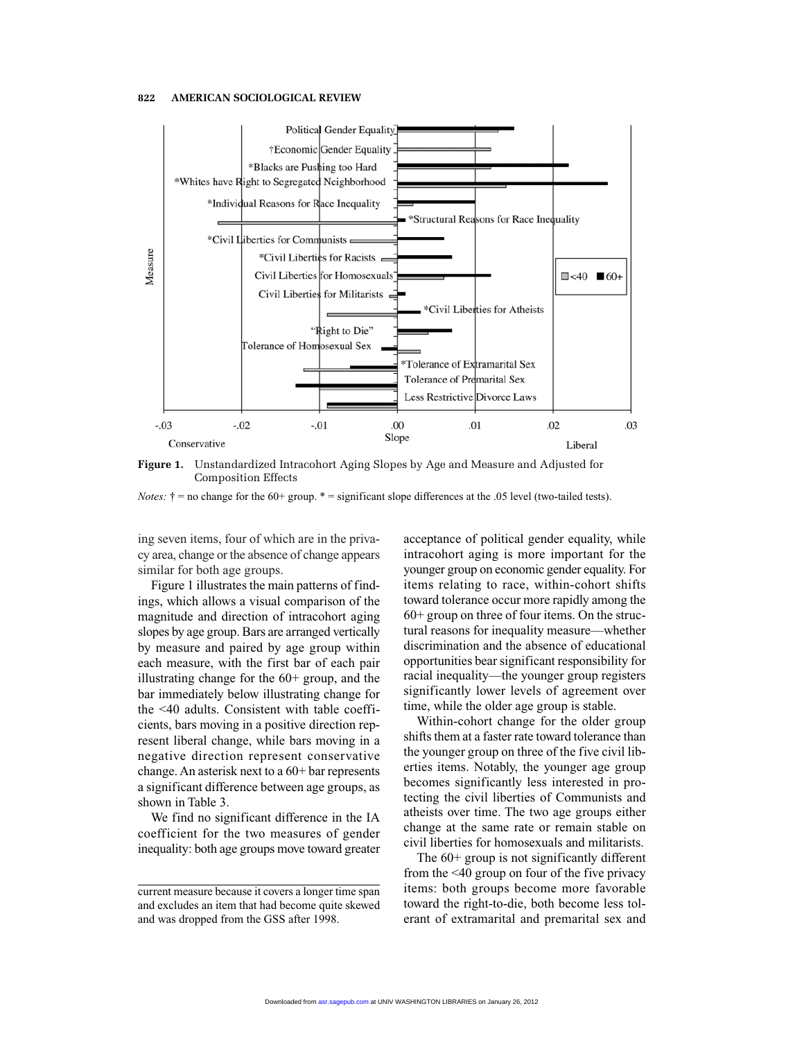**Figure 1.** Unstandardized Intracohort Aging Slopes by Age and Measure and Adjusted for Composition Effects

*Notes:* † = no change for the 60+ group. * = significant slope differences at the .05 level (two-tailed tests).

ing seven items, four of which are in the privacy area, change or the absence of change appears similar for both age groups.

Figure 1 illustrates the main patterns of findings, which allows a visual comparison of the magnitude and direction of intracohort aging slopes by age group. Bars are arranged vertically by measure and paired by age group within each measure, with the first bar of each pair illustrating change for the 60+ group, and the bar immediately below illustrating change for the <40 adults. Consistent with table coefficients, bars moving in a positive direction represent liberal change, while bars moving in a negative direction represent conservative change. An asterisk next to a 60+ bar represents a significant difference between age groups, as shown in Table 3.

We find no significant difference in the IA coefficient for the two measures of gender inequality: both age groups move toward greater acceptance of political gender equality, while intracohort aging is more important for the younger group on economic gender equality. For items relating to race, within-cohort shifts toward tolerance occur more rapidly among the 60+ group on three of four items. On the structural reasons for inequality measure—whether discrimination and the absence of educational opportunities bear significant responsibility for racial inequality—the younger group registers significantly lower levels of agreement over time, while the older age group is stable.

Within-cohort change for the older group shifts them at a faster rate toward tolerance than the younger group on three of the five civil liberties items. Notably, the younger age group becomes significantly less interested in protecting the civil liberties of Communists and atheists over time. The two age groups either change at the same rate or remain stable on civil liberties for homosexuals and militarists.

The 60+ group is not significantly different from the <40 group on four of the five privacy items: both groups become more favorable toward the right-to-die, both become less tolerant of extramarital and premarital sex and

current measure because it covers a longer time span and excludes an item that had become quite skewed and was dropped from the GSS after 1998.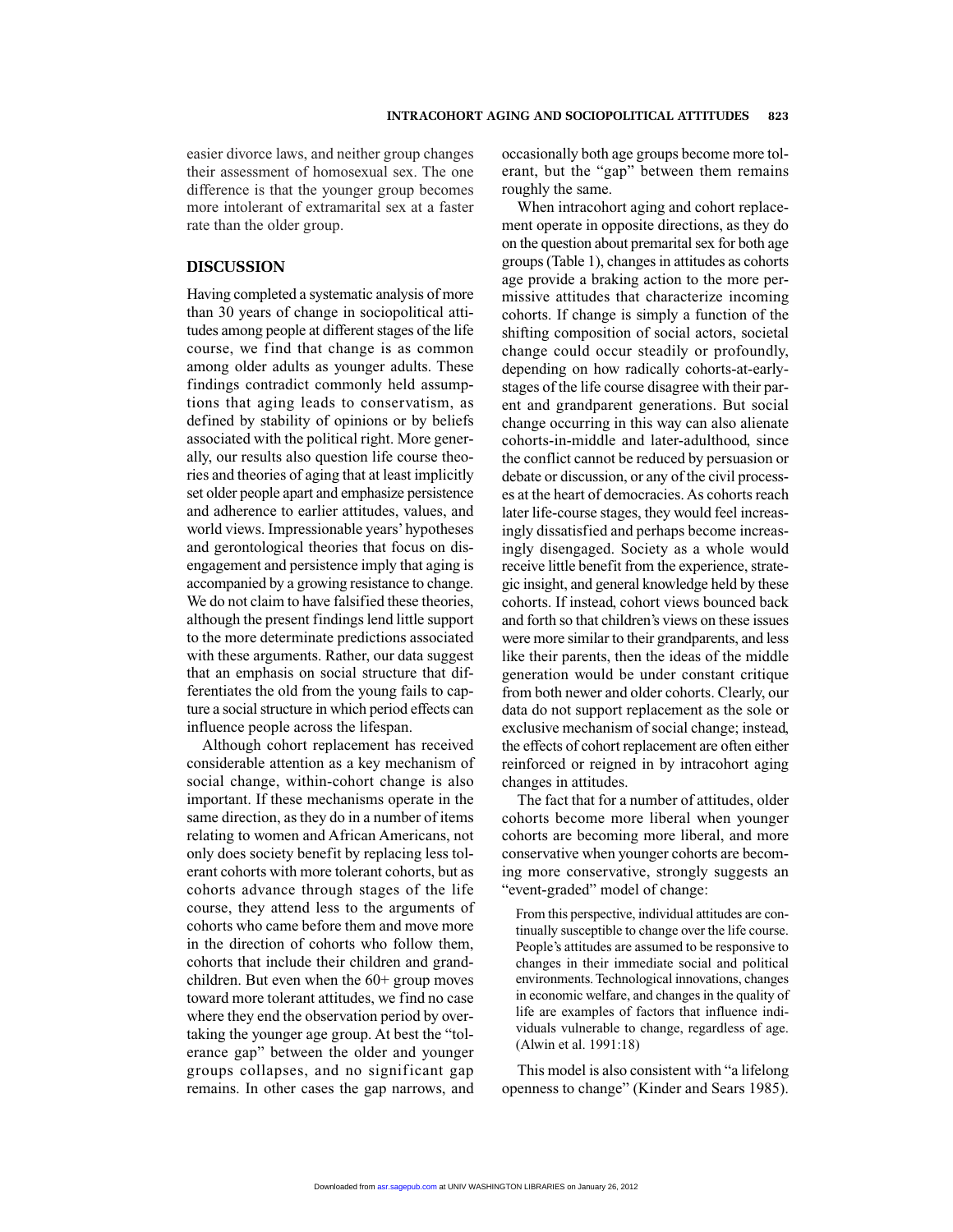easier divorce laws, and neither group changes their assessment of homosexual sex. The one difference is that the younger group becomes more intolerant of extramarital sex at a faster rate than the older group.

## DISCUSSION

Having completed a systematic analysis of more than 30 years of change in sociopolitical attitudes among people at different stages of the life course, we find that change is as common among older adults as younger adults. These findings contradict commonly held assumptions that aging leads to conservatism, as defined by stability of opinions or by beliefs associated with the political right. More generally, our results also question life course theories and theories of aging that at least implicitly set older people apart and emphasize persistence and adherence to earlier attitudes, values, and world views. Impressionable years' hypotheses and gerontological theories that focus on disengagement and persistence imply that aging is accompanied by a growing resistance to change. We do not claim to have falsified these theories, although the present findings lend little support to the more determinate predictions associated with these arguments. Rather, our data suggest that an emphasis on social structure that differentiates the old from the young fails to capture a social structure in which period effects can influence people across the lifespan.

Although cohort replacement has received considerable attention as a key mechanism of social change, within-cohort change is also important. If these mechanisms operate in the same direction, as they do in a number of items relating to women and African Americans, not only does society benefit by replacing less tolerant cohorts with more tolerant cohorts, but as cohorts advance through stages of the life course, they attend less to the arguments of cohorts who came before them and move more in the direction of cohorts who follow them, cohorts that include their children and grandchildren. But even when the 60+ group moves toward more tolerant attitudes, we find no case where they end the observation period by overtaking the younger age group. At best the "tolerance gap" between the older and younger groups collapses, and no significant gap remains. In other cases the gap narrows, and occasionally both age groups become more tolerant, but the "gap" between them remains roughly the same.

When intracohort aging and cohort replacement operate in opposite directions, as they do on the question about premarital sex for both age groups (Table 1), changes in attitudes as cohorts age provide a braking action to the more permissive attitudes that characterize incoming cohorts. If change is simply a function of the shifting composition of social actors, societal change could occur steadily or profoundly, depending on how radically cohorts-at-early-stages of the life course disagree with their parent and grandparent generations. But social change occurring in this way can also alienate cohorts-in-middle and later-adulthood, since the conflict cannot be reduced by persuasion or debate or discussion, or any of the civil processes at the heart of democracies. As cohorts reach later life-course stages, they would feel increasingly dissatisfied and perhaps become increasingly disengaged. Society as a whole would receive little benefit from the experience, strategic insight, and general knowledge held by these cohorts. If instead, cohort views bounced back and forth so that children's views on these issues were more similar to their grandparents, and less like their parents, then the ideas of the middle generation would be under constant critique from both newer and older cohorts. Clearly, our data do not support replacement as the sole or exclusive mechanism of social change; instead, the effects of cohort replacement are often either reinforced or reigned in by intracohort aging changes in attitudes.

The fact that for a number of attitudes, older cohorts become more liberal when younger cohorts are becoming more liberal, and more conservative when younger cohorts are becoming more conservative, strongly suggests an "event-graded" model of change:

> From this perspective, individual attitudes are continually susceptible to change over the life course. People's attitudes are assumed to be responsive to changes in their immediate social and political environments. Technological innovations, changes in economic welfare, and changes in the quality of life are examples of factors that influence individuals vulnerable to change, regardless of age. (Alwin et al. 1991:18)

This model is also consistent with "a lifelong openness to change" (Kinder and Sears 1985).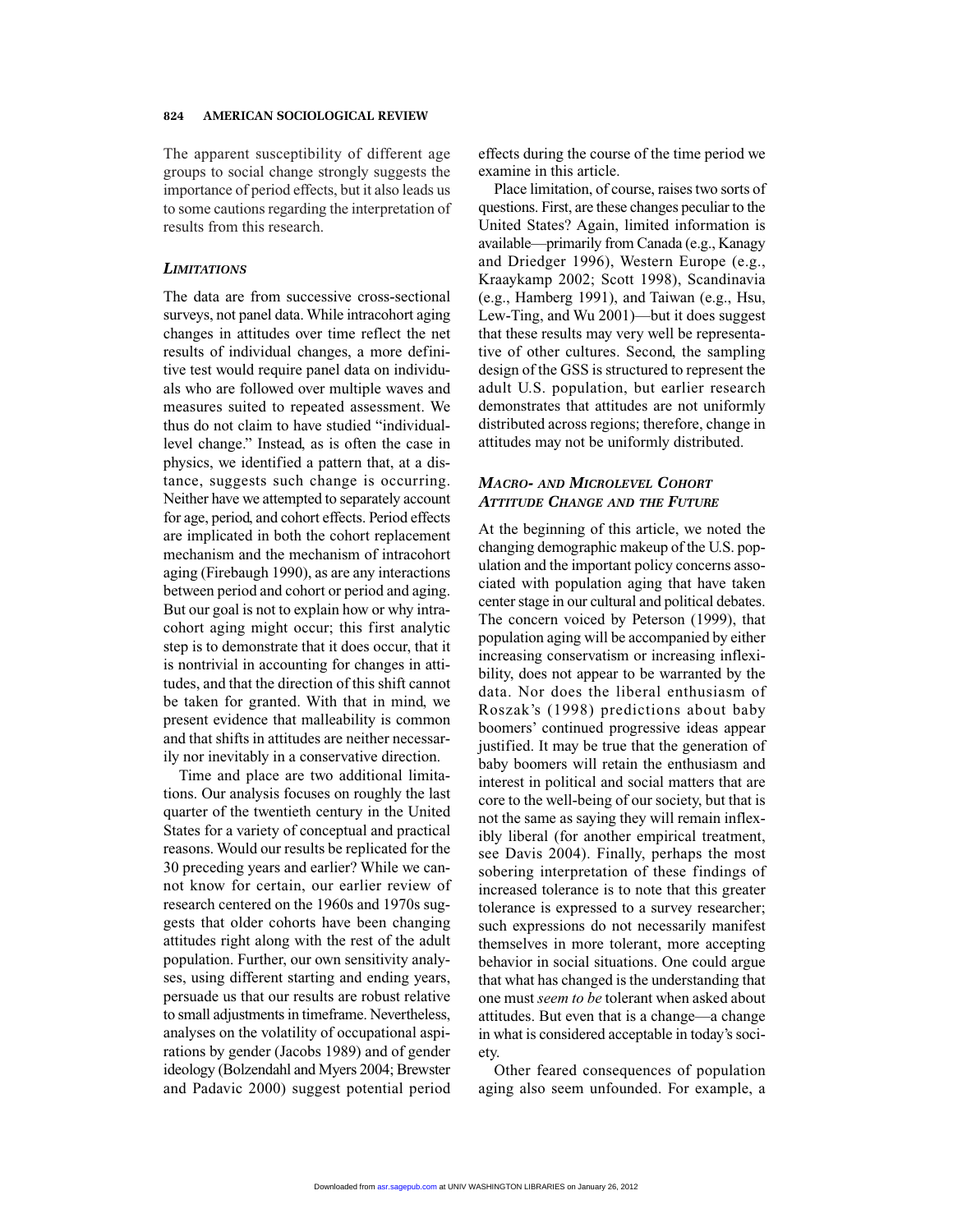The apparent susceptibility of different age groups to social change strongly suggests the importance of period effects, but it also leads us to some cautions regarding the interpretation of results from this research.

### *LIMITATIONS*

The data are from successive cross-sectional surveys, not panel data. While intracohort aging changes in attitudes over time reflect the net results of individual changes, a more definitive test would require panel data on individuals who are followed over multiple waves and measures suited to repeated assessment. We thus do not claim to have studied "individual-level change." Instead, as is often the case in physics, we identified a pattern that, at a distance, suggests such change is occurring. Neither have we attempted to separately account for age, period, and cohort effects. Period effects are implicated in both the cohort replacement mechanism and the mechanism of intracohort aging (Firebaugh 1990), as are any interactions between period and cohort or period and aging. But our goal is not to explain how or why intracohort aging might occur; this first analytic step is to demonstrate that it does occur, that it is nontrivial in accounting for changes in attitudes, and that the direction of this shift cannot be taken for granted. With that in mind, we present evidence that malleability is common and that shifts in attitudes are neither necessarily nor inevitably in a conservative direction.

Time and place are two additional limitations. Our analysis focuses on roughly the last quarter of the twentieth century in the United States for a variety of conceptual and practical reasons. Would our results be replicated for the 30 preceding years and earlier? While we cannot know for certain, our earlier review of research centered on the 1960s and 1970s suggests that older cohorts have been changing attitudes right along with the rest of the adult population. Further, our own sensitivity analyses, using different starting and ending years, persuade us that our results are robust relative to small adjustments in timeframe. Nevertheless, analyses on the volatility of occupational aspirations by gender (Jacobs 1989) and of gender ideology (Bolzendahl and Myers 2004; Brewster and Padavic 2000) suggest potential period effects during the course of the time period we examine in this article.

Place limitation, of course, raises two sorts of questions. First, are these changes peculiar to the United States? Again, limited information is available—primarily from Canada (e.g., Kanagy and Driedger 1996), Western Europe (e.g., Kraaykamp 2002; Scott 1998), Scandinavia (e.g., Hamberg 1991), and Taiwan (e.g., Hsu, Lew-Ting, and Wu 2001)—but it does suggest that these results may very well be representative of other cultures. Second, the sampling design of the GSS is structured to represent the adult U.S. population, but earlier research demonstrates that attitudes are not uniformly distributed across regions; therefore, change in attitudes may not be uniformly distributed.

### *MACRO- AND MICROLEVEL COHORT ATTITUDE CHANGE AND THE FUTURE*

At the beginning of this article, we noted the changing demographic makeup of the U.S. population and the important policy concerns associated with population aging that have taken center stage in our cultural and political debates. The concern voiced by Peterson (1999), that population aging will be accompanied by either increasing conservatism or increasing inflexibility, does not appear to be warranted by the data. Nor does the liberal enthusiasm of Roszak's (1998) predictions about baby boomers' continued progressive ideas appear justified. It may be true that the generation of baby boomers will retain the enthusiasm and interest in political and social matters that are core to the well-being of our society, but that is not the same as saying they will remain inflexibly liberal (for another empirical treatment, see Davis 2004). Finally, perhaps the most sobering interpretation of these findings of increased tolerance is to note that this greater tolerance is expressed to a survey researcher; such expressions do not necessarily manifest themselves in more tolerant, more accepting behavior in social situations. One could argue that what has changed is the understanding that one must *seem to be* tolerant when asked about attitudes. But even that is a change—a change in what is considered acceptable in today's society.

Other feared consequences of population aging also seem unfounded. For example, a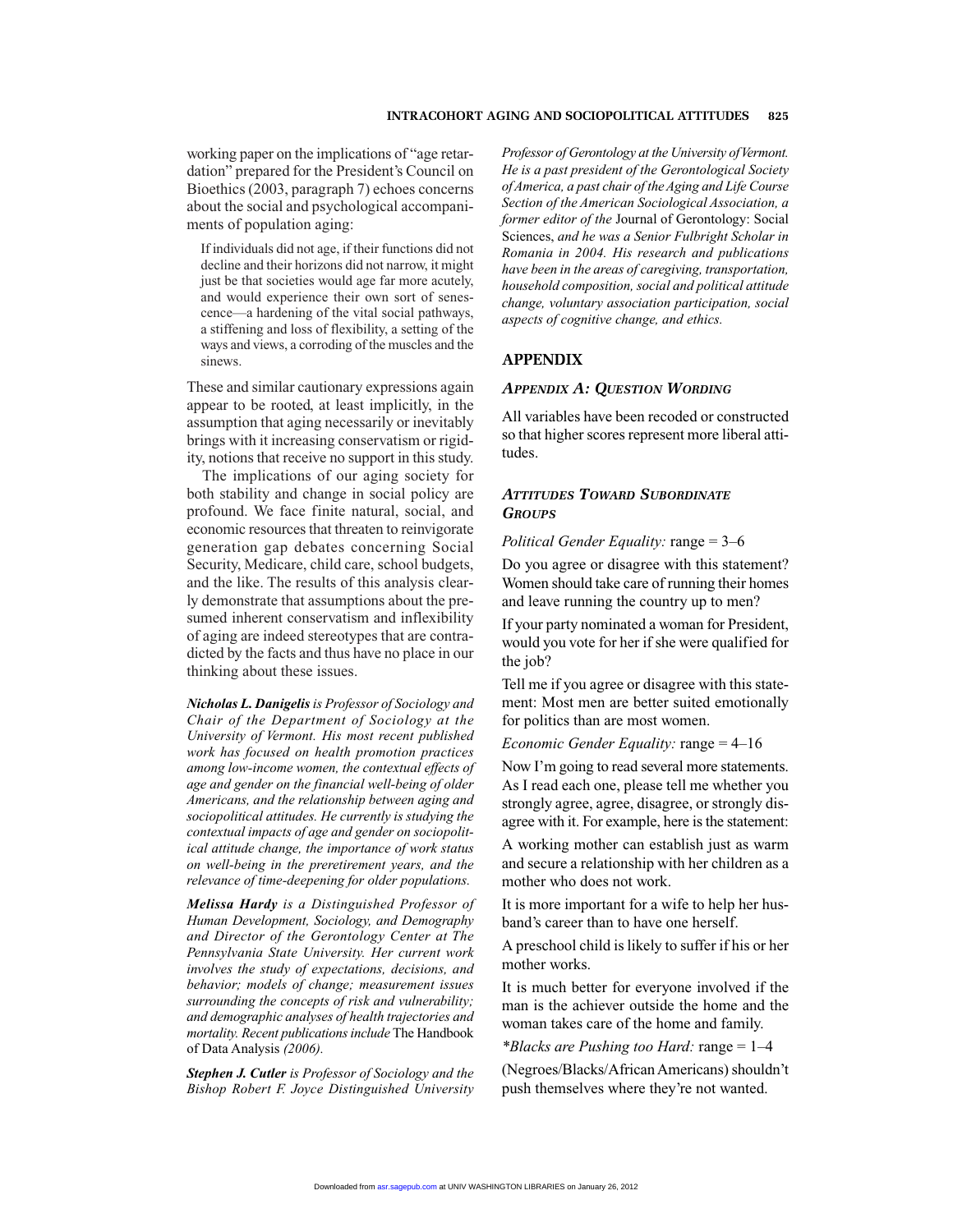working paper on the implications of "age retardation" prepared for the President's Council on Bioethics (2003, paragraph 7) echoes concerns about the social and psychological accompaniments of population aging:

> If individuals did not age, if their functions did not decline and their horizons did not narrow, it might just be that societies would age far more acutely, and would experience their own sort of senescence—a hardening of the vital social pathways, a stiffening and loss of flexibility, a setting of the ways and views, a corroding of the muscles and the sinews.

These and similar cautionary expressions again appear to be rooted, at least implicitly, in the assumption that aging necessarily or inevitably brings with it increasing conservatism or rigidity, notions that receive no support in this study.

The implications of our aging society for both stability and change in social policy are profound. We face finite natural, social, and economic resources that threaten to reinvigorate generation gap debates concerning Social Security, Medicare, child care, school budgets, and the like. The results of this analysis clearly demonstrate that assumptions about the presumed inherent conservatism and inflexibility of aging are indeed stereotypes that are contradicted by the facts and thus have no place in our thinking about these issues.

***Nicholas L. Danigelis*** *is Professor of Sociology and Chair of the Department of Sociology at the University of Vermont. His most recent published work has focused on health promotion practices among low-income women, the contextual effects of age and gender on the financial well-being of older Americans, and the relationship between aging and sociopolitical attitudes. He currently is studying the contextual impacts of age and gender on sociopolitical attitude change, the importance of work status on well-being in the preretirement years, and the relevance of time-deepening for older populations.*

***Melissa Hardy*** *is a Distinguished Professor of Human Development, Sociology, and Demography and Director of the Gerontology Center at The Pennsylvania State University. Her current work involves the study of expectations, decisions, and behavior; models of change; measurement issues surrounding the concepts of risk and vulnerability; and demographic analyses of health trajectories and mortality. Recent publications include* The Handbook of Data Analysis *(2006).*

***Stephen J. Cutler*** *is Professor of Sociology and the Bishop Robert F. Joyce Distinguished University Professor of Gerontology at the University of Vermont. He is a past president of the Gerontological Society of America, a past chair of the Aging and Life Course Section of the American Sociological Association, a former editor of the* Journal of Gerontology: Social Sciences, *and he was a Senior Fulbright Scholar in Romania in 2004. His research and publications have been in the areas of caregiving, transportation, household composition, social and political attitude change, voluntary association participation, social aspects of cognitive change, and ethics.*

## APPENDIX

### *APPENDIX A: QUESTION WORDING*

All variables have been recoded or constructed so that higher scores represent more liberal attitudes.

### *ATTITUDES TOWARD SUBORDINATE GROUPS*

*Political Gender Equality:* range = 3–6

Do you agree or disagree with this statement? Women should take care of running their homes and leave running the country up to men?

If your party nominated a woman for President, would you vote for her if she were qualified for the job?

Tell me if you agree or disagree with this statement: Most men are better suited emotionally for politics than are most women.

*Economic Gender Equality:* range = 4–16

Now I'm going to read several more statements. As I read each one, please tell me whether you strongly agree, agree, disagree, or strongly disagree with it. For example, here is the statement:

A working mother can establish just as warm and secure a relationship with her children as a mother who does not work.

It is more important for a wife to help her husband's career than to have one herself.

A preschool child is likely to suffer if his or her mother works.

It is much better for everyone involved if the man is the achiever outside the home and the woman takes care of the home and family.

*\*Blacks are Pushing too Hard:* range = 1–4

(Negroes/Blacks/African Americans) shouldn't push themselves where they're not wanted.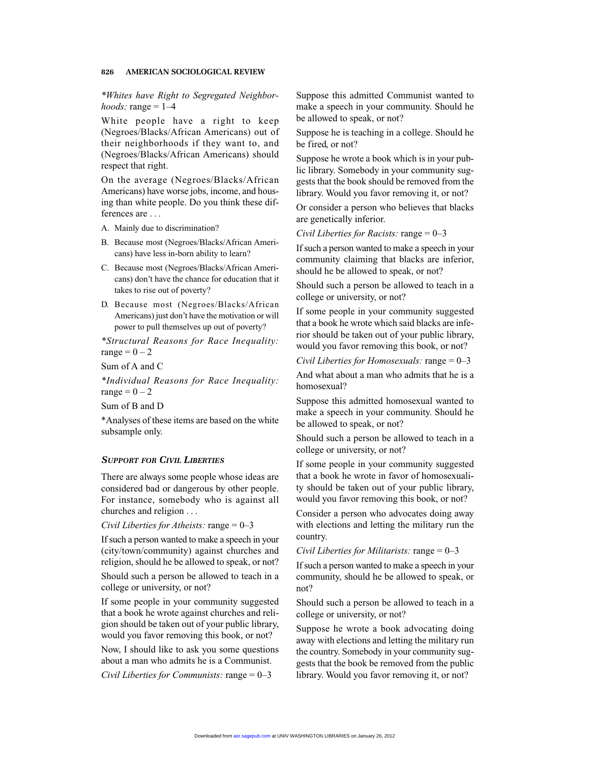*\*Whites have Right to Segregated Neighborhoods:* range = 1–4

White people have a right to keep (Negroes/Blacks/African Americans) out of their neighborhoods if they want to, and (Negroes/Blacks/African Americans) should respect that right.

On the average (Negroes/Blacks/African Americans) have worse jobs, income, and housing than white people. Do you think these differences are . . .

A. Mainly due to discrimination?
B. Because most (Negroes/Blacks/African Americans) have less in-born ability to learn?
C. Because most (Negroes/Blacks/African Americans) don't have the chance for education that it takes to rise out of poverty?
D. Because most (Negroes/Blacks/African Americans) just don't have the motivation or will power to pull themselves up out of poverty?

*\*Structural Reasons for Race Inequality:* range = 0 – 2

Sum of A and C

*\*Individual Reasons for Race Inequality:* range = 0 – 2

Sum of B and D

\*Analyses of these items are based on the white subsample only.

### *Support for Civil Liberties*

There are always some people whose ideas are considered bad or dangerous by other people. For instance, somebody who is against all churches and religion . . .

*Civil Liberties for Atheists:* range = 0–3

If such a person wanted to make a speech in your (city/town/community) against churches and religion, should he be allowed to speak, or not?

Should such a person be allowed to teach in a college or university, or not?

If some people in your community suggested that a book he wrote against churches and religion should be taken out of your public library, would you favor removing this book, or not?

Now, I should like to ask you some questions about a man who admits he is a Communist.

*Civil Liberties for Communists:* range = 0–3

Suppose this admitted Communist wanted to make a speech in your community. Should he be allowed to speak, or not?

Suppose he is teaching in a college. Should he be fired, or not?

Suppose he wrote a book which is in your public library. Somebody in your community suggests that the book should be removed from the library. Would you favor removing it, or not?

Or consider a person who believes that blacks are genetically inferior.

*Civil Liberties for Racists:* range = 0–3

If such a person wanted to make a speech in your community claiming that blacks are inferior, should he be allowed to speak, or not?

Should such a person be allowed to teach in a college or university, or not?

If some people in your community suggested that a book he wrote which said blacks are inferior should be taken out of your public library, would you favor removing this book, or not?

*Civil Liberties for Homosexuals:* range = 0–3

And what about a man who admits that he is a homosexual?

Suppose this admitted homosexual wanted to make a speech in your community. Should he be allowed to speak, or not?

Should such a person be allowed to teach in a college or university, or not?

If some people in your community suggested that a book he wrote in favor of homosexuality should be taken out of your public library, would you favor removing this book, or not?

Consider a person who advocates doing away with elections and letting the military run the country.

*Civil Liberties for Militarists:* range = 0–3

If such a person wanted to make a speech in your community, should he be allowed to speak, or not?

Should such a person be allowed to teach in a college or university, or not?

Suppose he wrote a book advocating doing away with elections and letting the military run the country. Somebody in your community suggests that the book be removed from the public library. Would you favor removing it, or not?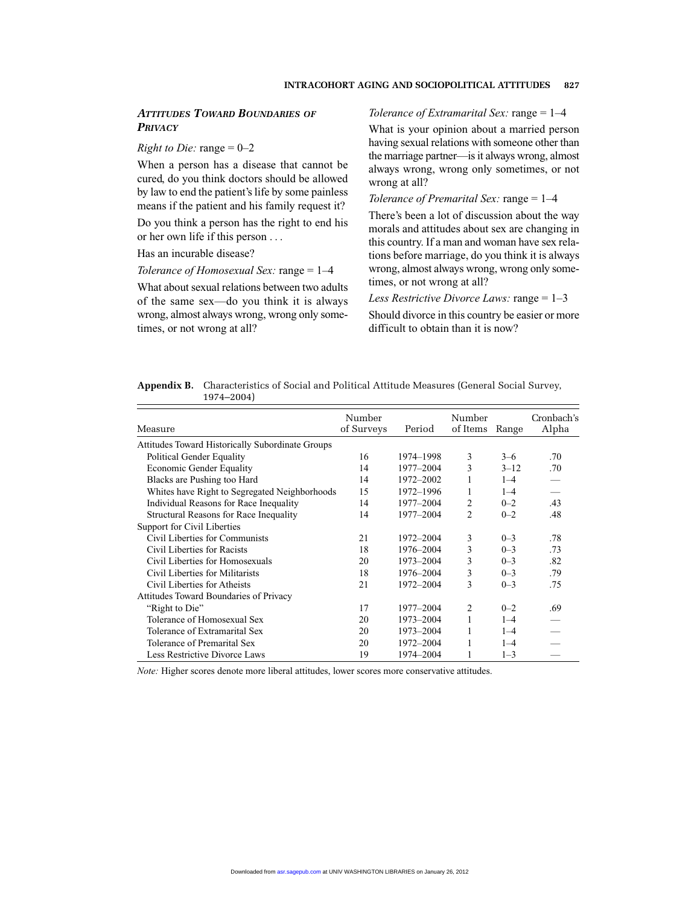### *Attitudes Toward Boundaries of Privacy*

*Right to Die:* range = 0–2

When a person has a disease that cannot be cured, do you think doctors should be allowed by law to end the patient's life by some painless means if the patient and his family request it?

Do you think a person has the right to end his or her own life if this person . . .

Has an incurable disease?

*Tolerance of Homosexual Sex:* range = 1–4

What about sexual relations between two adults of the same sex—do you think it is always wrong, almost always wrong, wrong only sometimes, or not wrong at all?

*Tolerance of Extramarital Sex:* range = 1–4

What is your opinion about a married person having sexual relations with someone other than the marriage partner—is it always wrong, almost always wrong, wrong only sometimes, or not wrong at all?

*Tolerance of Premarital Sex:* range = 1–4

There's been a lot of discussion about the way morals and attitudes about sex are changing in this country. If a man and woman have sex relations before marriage, do you think it is always wrong, almost always wrong, wrong only sometimes, or not wrong at all?

*Less Restrictive Divorce Laws:* range = 1–3

Should divorce in this country be easier or more difficult to obtain than it is now?

**Appendix B.** Characteristics of Social and Political Attitude Measures (General Social Survey, 1974–2004)

| Measure | Number of Surveys | Period | Number of Items | Range | Cronbach's Alpha |
|---|---|---|---|---|---|
| Attitudes Toward Historically Subordinate Groups | | | | | |
| Political Gender Equality | 16 | 1974–1998 | 3 | 3–6 | .70 |
| Economic Gender Equality | 14 | 1977–2004 | 3 | 3–12 | .70 |
| Blacks are Pushing too Hard | 14 | 1972–2002 | 1 | 1–4 | — |
| Whites have Right to Segregated Neighborhoods | 15 | 1972–1996 | 1 | 1–4 | — |
| Individual Reasons for Race Inequality | 14 | 1977–2004 | 2 | 0–2 | .43 |
| Structural Reasons for Race Inequality | 14 | 1977–2004 | 2 | 0–2 | .48 |
| Support for Civil Liberties | | | | | |
| Civil Liberties for Communists | 21 | 1972–2004 | 3 | 0–3 | .78 |
| Civil Liberties for Racists | 18 | 1976–2004 | 3 | 0–3 | .73 |
| Civil Liberties for Homosexuals | 20 | 1973–2004 | 3 | 0–3 | .82 |
| Civil Liberties for Militarists | 18 | 1976–2004 | 3 | 0–3 | .79 |
| Civil Liberties for Atheists | 21 | 1972–2004 | 3 | 0–3 | .75 |
| Attitudes Toward Boundaries of Privacy | | | | | |
| "Right to Die" | 17 | 1977–2004 | 2 | 0–2 | .69 |
| Tolerance of Homosexual Sex | 20 | 1973–2004 | 1 | 1–4 | — |
| Tolerance of Extramarital Sex | 20 | 1973–2004 | 1 | 1–4 | — |
| Tolerance of Premarital Sex | 20 | 1972–2004 | 1 | 1–4 | — |
| Less Restrictive Divorce Laws | 19 | 1974–2004 | 1 | 1–3 | — |

*Note:* Higher scores denote more liberal attitudes, lower scores more conservative attitudes.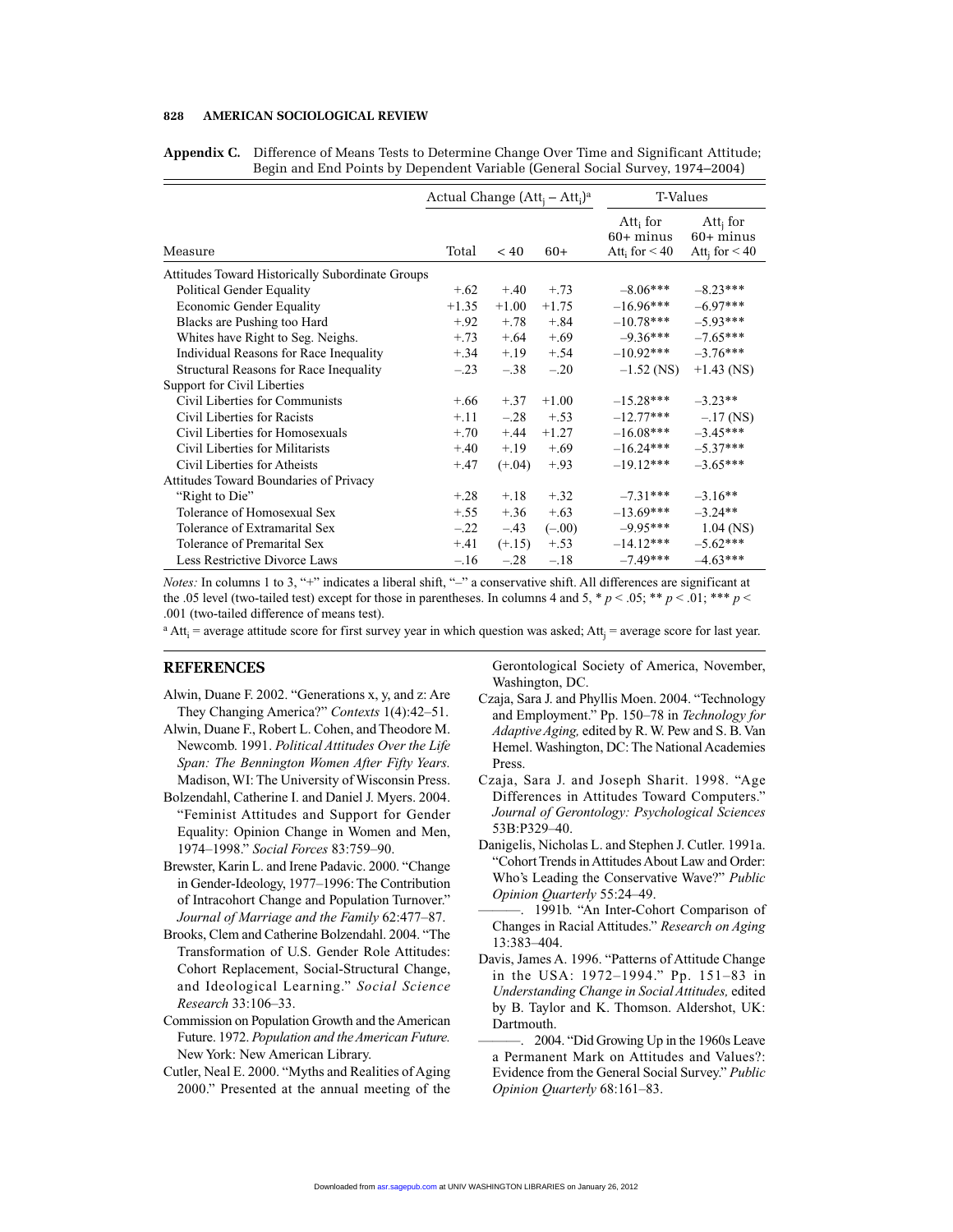**Appendix C.** Difference of Means Tests to Determine Change Over Time and Significant Attitude; Begin and End Points by Dependent Variable (General Social Survey, 1974–2004)

| | Actual Change ($Att_j - Att_i$)[a] | | | T-Values | |
|---|---|---|---|---|---|
| Measure | Total | < 40 | 60+ | $Att_i$ for 60+ minus $Att_i$ for < 40 | $Att_j$ for 60+ minus $Att_j$ for < 40 |
| Attitudes Toward Historically Subordinate Groups | | | | | |
| Political Gender Equality | +.62 | +.40 | +.73 | –8.06*** | –8.23*** |
| Economic Gender Equality | +1.35 | +1.00 | +1.75 | –16.96*** | –6.97*** |
| Blacks are Pushing too Hard | +.92 | +.78 | +.84 | –10.78*** | –5.93*** |
| Whites have Right to Seg. Neighs. | +.73 | +.64 | +.69 | –9.36*** | –7.65*** |
| Individual Reasons for Race Inequality | +.34 | +.19 | +.54 | –10.92*** | –3.76*** |
| Structural Reasons for Race Inequality | –.23 | –.38 | –.20 | –1.52 (NS) | +1.43 (NS) |
| Support for Civil Liberties | | | | | |
| Civil Liberties for Communists | +.66 | +.37 | +1.00 | –15.28*** | –3.23** |
| Civil Liberties for Racists | +.11 | –.28 | +.53 | –12.77*** | –.17 (NS) |
| Civil Liberties for Homosexuals | +.70 | +.44 | +1.27 | –16.08*** | –3.45*** |
| Civil Liberties for Militarists | +.40 | +.19 | +.69 | –16.24*** | –5.37*** |
| Civil Liberties for Atheists | +.47 | (+.04) | +.93 | –19.12*** | –3.65*** |
| Attitudes Toward Boundaries of Privacy | | | | | |
| "Right to Die" | +.28 | +.18 | +.32 | –7.31*** | –3.16** |
| Tolerance of Homosexual Sex | +.55 | +.36 | +.63 | –13.69*** | –3.24** |
| Tolerance of Extramarital Sex | –.22 | –.43 | (–.00) | –9.95*** | 1.04 (NS) |
| Tolerance of Premarital Sex | +.41 | (+.15) | +.53 | –14.12*** | –5.62*** |
| Less Restrictive Divorce Laws | –.16 | –.28 | –.18 | –7.49*** | –4.63*** |

*Notes:* In columns 1 to 3, "+" indicates a liberal shift, "–" a conservative shift. All differences are significant at the .05 level (two-tailed test) except for those in parentheses. In columns 4 and 5, * $p < .05$; ** $p < .01$; *** $p < .001$ (two-tailed difference of means test).

[a] $Att_i$ = average attitude score for first survey year in which question was asked; $Att_j$ = average score for last year.

## REFERENCES

Alwin, Duane F. 2002. "Generations x, y, and z: Are They Changing America?" *Contexts* 1(4):42–51.

Alwin, Duane F., Robert L. Cohen, and Theodore M. Newcomb. 1991. *Political Attitudes Over the Life Span: The Bennington Women After Fifty Years.* Madison, WI: The University of Wisconsin Press.

Bolzendahl, Catherine I. and Daniel J. Myers. 2004. "Feminist Attitudes and Support for Gender Equality: Opinion Change in Women and Men, 1974–1998." *Social Forces* 83:759–90.

Brewster, Karin L. and Irene Padavic. 2000. "Change in Gender-Ideology, 1977–1996: The Contribution of Intracohort Change and Population Turnover." *Journal of Marriage and the Family* 62:477–87.

Brooks, Clem and Catherine Bolzendahl. 2004. "The Transformation of U.S. Gender Role Attitudes: Cohort Replacement, Social-Structural Change, and Ideological Learning." *Social Science Research* 33:106–33.

Commission on Population Growth and the American Future. 1972. *Population and the American Future.* New York: New American Library.

Cutler, Neal E. 2000. "Myths and Realities of Aging 2000." Presented at the annual meeting of the Gerontological Society of America, November, Washington, DC.

Czaja, Sara J. and Phyllis Moen. 2004. "Technology and Employment." Pp. 150–78 in *Technology for Adaptive Aging,* edited by R. W. Pew and S. B. Van Hemel. Washington, DC: The National Academies Press.

Czaja, Sara J. and Joseph Sharit. 1998. "Age Differences in Attitudes Toward Computers." *Journal of Gerontology: Psychological Sciences* 53B:P329–40.

Danigelis, Nicholas L. and Stephen J. Cutler. 1991a. "Cohort Trends in Attitudes About Law and Order: Who's Leading the Conservative Wave?" *Public Opinion Quarterly* 55:24–49.

———. 1991b. "An Inter-Cohort Comparison of Changes in Racial Attitudes." *Research on Aging* 13:383–404.

Davis, James A. 1996. "Patterns of Attitude Change in the USA: 1972–1994." Pp. 151–83 in *Understanding Change in Social Attitudes,* edited by B. Taylor and K. Thomson. Aldershot, UK: Dartmouth.

———. 2004. "Did Growing Up in the 1960s Leave a Permanent Mark on Attitudes and Values?: Evidence from the General Social Survey." *Public Opinion Quarterly* 68:161–83.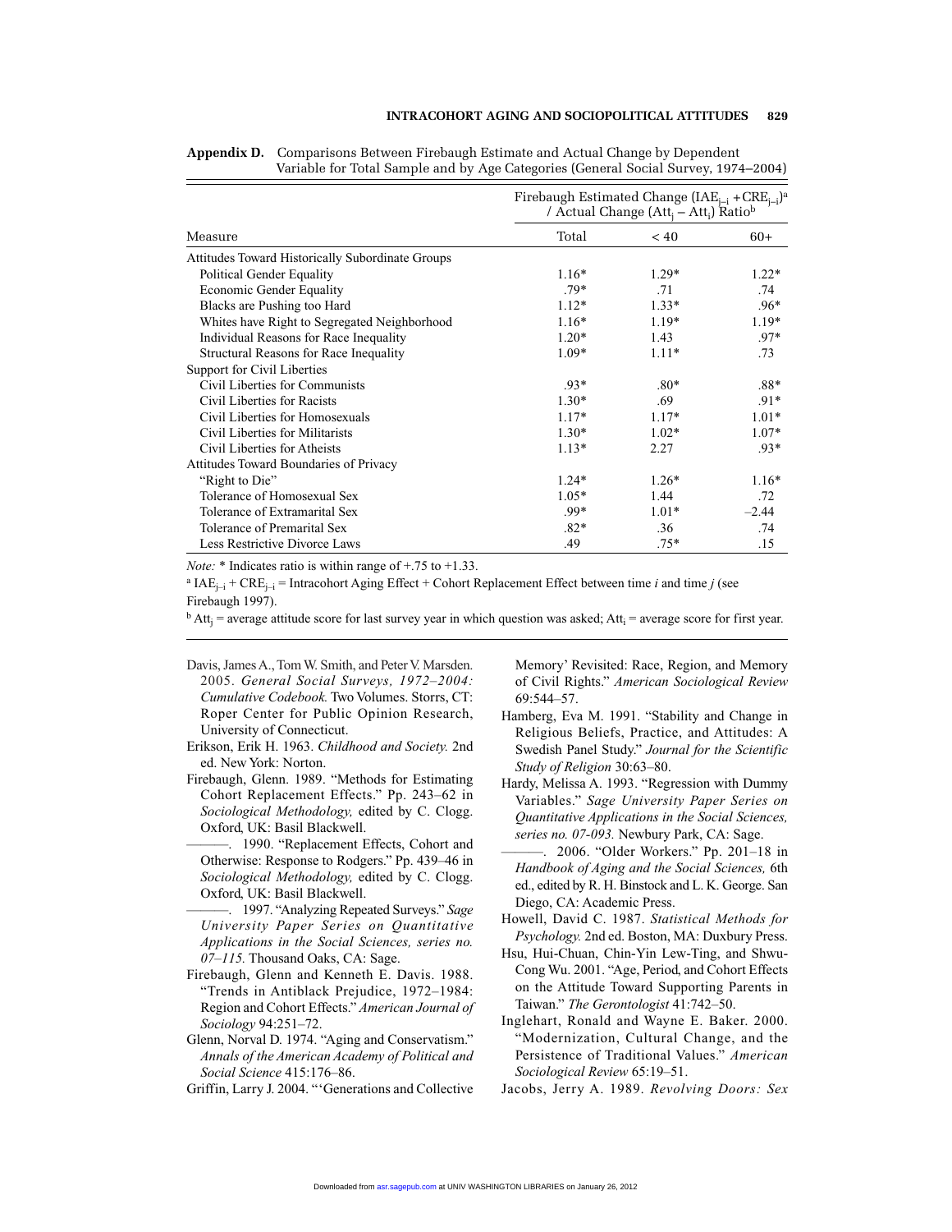**Appendix D.** Comparisons Between Firebaugh Estimate and Actual Change by Dependent Variable for Total Sample and by Age Categories (General Social Survey, 1974–2004)

| Measure | Firebaugh Estimated Change ($IAE_{j-i} + CRE_{j-i}$)[a] / Actual Change ($Att_j - Att_i$) Ratio[b] | | |
|---|---|---|---|
| | Total | < 40 | 60+ |
| Attitudes Toward Historically Subordinate Groups | | | |
| Political Gender Equality | 1.16* | 1.29* | 1.22* |
| Economic Gender Equality | .79* | .71 | .74 |
| Blacks are Pushing too Hard | 1.12* | 1.33* | .96* |
| Whites have Right to Segregated Neighborhood | 1.16* | 1.19* | 1.19* |
| Individual Reasons for Race Inequality | 1.20* | 1.43 | .97* |
| Structural Reasons for Race Inequality | 1.09* | 1.11* | .73 |
| Support for Civil Liberties | | | |
| Civil Liberties for Communists | .93* | .80* | .88* |
| Civil Liberties for Racists | 1.30* | .69 | .91* |
| Civil Liberties for Homosexuals | 1.17* | 1.17* | 1.01* |
| Civil Liberties for Militarists | 1.30* | 1.02* | 1.07* |
| Civil Liberties for Atheists | 1.13* | 2.27 | .93* |
| Attitudes Toward Boundaries of Privacy | | | |
| "Right to Die" | 1.24* | 1.26* | 1.16* |
| Tolerance of Homosexual Sex | 1.05* | 1.44 | .72 |
| Tolerance of Extramarital Sex | .99* | 1.01* | –2.44 |
| Tolerance of Premarital Sex | .82* | .36 | .74 |
| Less Restrictive Divorce Laws | .49 | .75* | .15 |

*Note:* * Indicates ratio is within range of +.75 to +1.33.

[a] $IAE_{j-i} + CRE_{j-i}$ = Intracohort Aging Effect + Cohort Replacement Effect between time *i* and time *j* (see Firebaugh 1997).

[b] $Att_j$ = average attitude score for last survey year in which question was asked; $Att_i$ = average score for first year.

Davis, James A., Tom W. Smith, and Peter V. Marsden. 2005. *General Social Surveys, 1972–2004: Cumulative Codebook.* Two Volumes. Storrs, CT: Roper Center for Public Opinion Research, University of Connecticut.

Erikson, Erik H. 1963. *Childhood and Society.* 2nd ed. New York: Norton.

Firebaugh, Glenn. 1989. "Methods for Estimating Cohort Replacement Effects." Pp. 243–62 in *Sociological Methodology,* edited by C. Clogg. Oxford, UK: Basil Blackwell.

———. 1990. "Replacement Effects, Cohort and Otherwise: Response to Rodgers." Pp. 439–46 in *Sociological Methodology,* edited by C. Clogg. Oxford, UK: Basil Blackwell.

———. 1997. "Analyzing Repeated Surveys." *Sage University Paper Series on Quantitative Applications in the Social Sciences, series no. 07–115.* Thousand Oaks, CA: Sage.

Firebaugh, Glenn and Kenneth E. Davis. 1988. "Trends in Antiblack Prejudice, 1972–1984: Region and Cohort Effects." *American Journal of Sociology* 94:251–72.

Glenn, Norval D. 1974. "Aging and Conservatism." *Annals of the American Academy of Political and Social Science* 415:176–86.

Griffin, Larry J. 2004. "'Generations and Collective Memory' Revisited: Race, Region, and Memory of Civil Rights." *American Sociological Review* 69:544–57.

Hamberg, Eva M. 1991. "Stability and Change in Religious Beliefs, Practice, and Attitudes: A Swedish Panel Study." *Journal for the Scientific Study of Religion* 30:63–80.

Hardy, Melissa A. 1993. "Regression with Dummy Variables." *Sage University Paper Series on Quantitative Applications in the Social Sciences, series no. 07-093.* Newbury Park, CA: Sage.

———. 2006. "Older Workers." Pp. 201–18 in *Handbook of Aging and the Social Sciences,* 6th ed., edited by R. H. Binstock and L. K. George. San Diego, CA: Academic Press.

Howell, David C. 1987. *Statistical Methods for Psychology.* 2nd ed. Boston, MA: Duxbury Press.

Hsu, Hui-Chuan, Chin-Yin Lew-Ting, and Shwu-Cong Wu. 2001. "Age, Period, and Cohort Effects on the Attitude Toward Supporting Parents in Taiwan." *The Gerontologist* 41:742–50.

Inglehart, Ronald and Wayne E. Baker. 2000. "Modernization, Cultural Change, and the Persistence of Traditional Values." *American Sociological Review* 65:19–51.

Jacobs, Jerry A. 1989. *Revolving Doors: Sex*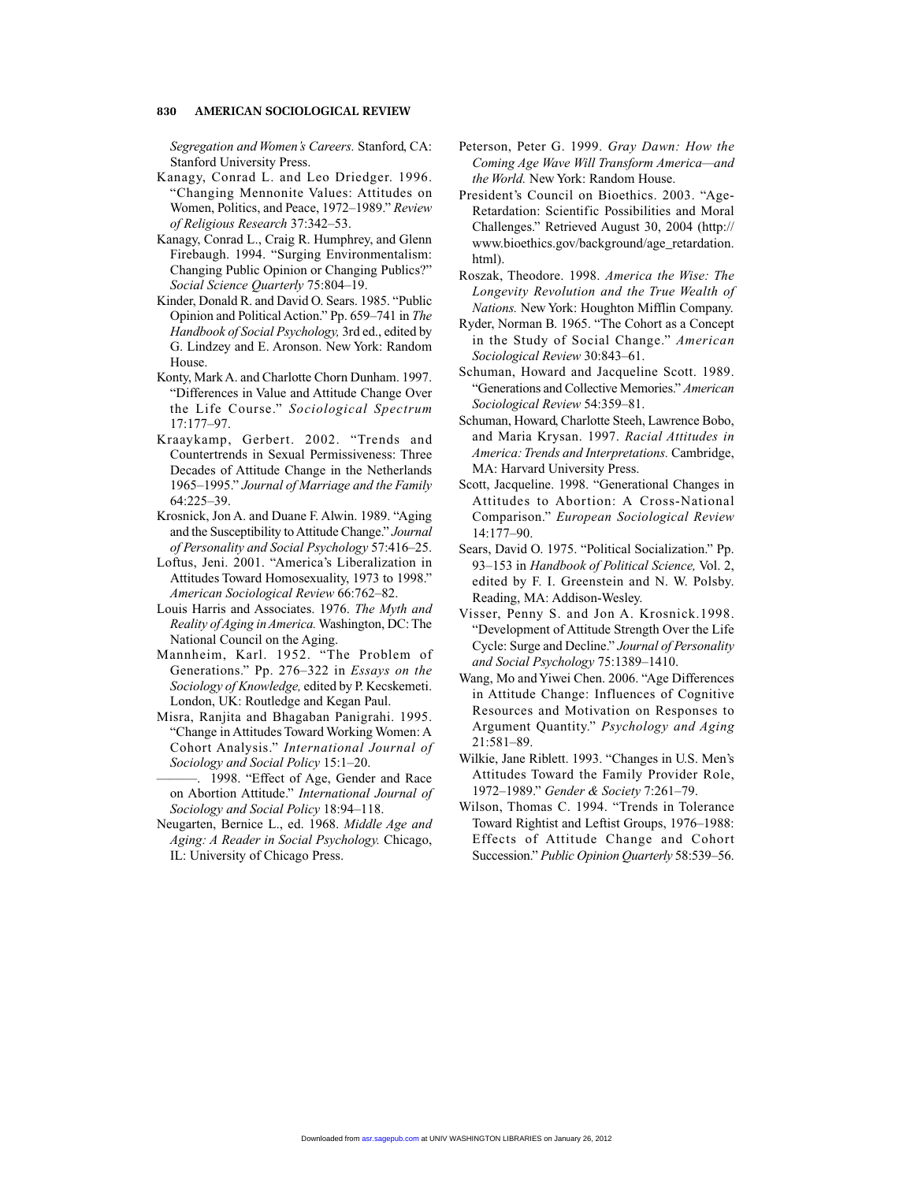*Segregation and Women's Careers.* Stanford, CA: Stanford University Press.

Kanagy, Conrad L. and Leo Driedger. 1996. "Changing Mennonite Values: Attitudes on Women, Politics, and Peace, 1972–1989." *Review of Religious Research* 37:342–53.

Kanagy, Conrad L., Craig R. Humphrey, and Glenn Firebaugh. 1994. "Surging Environmentalism: Changing Public Opinion or Changing Publics?" *Social Science Quarterly* 75:804–19.

Kinder, Donald R. and David O. Sears. 1985. "Public Opinion and Political Action." Pp. 659–741 in *The Handbook of Social Psychology,* 3rd ed., edited by G. Lindzey and E. Aronson. New York: Random House.

Konty, Mark A. and Charlotte Chorn Dunham. 1997. "Differences in Value and Attitude Change Over the Life Course." *Sociological Spectrum* 17:177–97.

Kraaykamp, Gerbert. 2002. "Trends and Countertrends in Sexual Permissiveness: Three Decades of Attitude Change in the Netherlands 1965–1995." *Journal of Marriage and the Family* 64:225–39.

Krosnick, Jon A. and Duane F. Alwin. 1989. "Aging and the Susceptibility to Attitude Change." *Journal of Personality and Social Psychology* 57:416–25.

Loftus, Jeni. 2001. "America's Liberalization in Attitudes Toward Homosexuality, 1973 to 1998." *American Sociological Review* 66:762–82.

Louis Harris and Associates. 1976. *The Myth and Reality of Aging in America.* Washington, DC: The National Council on the Aging.

Mannheim, Karl. 1952. "The Problem of Generations." Pp. 276–322 in *Essays on the Sociology of Knowledge,* edited by P. Kecskemeti. London, UK: Routledge and Kegan Paul.

Misra, Ranjita and Bhagaban Panigrahi. 1995. "Change in Attitudes Toward Working Women: A Cohort Analysis." *International Journal of Sociology and Social Policy* 15:1–20.

———. 1998. "Effect of Age, Gender and Race on Abortion Attitude." *International Journal of Sociology and Social Policy* 18:94–118.

Neugarten, Bernice L., ed. 1968. *Middle Age and Aging: A Reader in Social Psychology.* Chicago, IL: University of Chicago Press.

Peterson, Peter G. 1999. *Gray Dawn: How the Coming Age Wave Will Transform America—and the World.* New York: Random House.

President's Council on Bioethics. 2003. "Age-Retardation: Scientific Possibilities and Moral Challenges." Retrieved August 30, 2004 (http://www.bioethics.gov/background/age_retardation.html).

Roszak, Theodore. 1998. *America the Wise: The Longevity Revolution and the True Wealth of Nations.* New York: Houghton Mifflin Company.

Ryder, Norman B. 1965. "The Cohort as a Concept in the Study of Social Change." *American Sociological Review* 30:843–61.

Schuman, Howard and Jacqueline Scott. 1989. "Generations and Collective Memories." *American Sociological Review* 54:359–81.

Schuman, Howard, Charlotte Steeh, Lawrence Bobo, and Maria Krysan. 1997. *Racial Attitudes in America: Trends and Interpretations.* Cambridge, MA: Harvard University Press.

Scott, Jacqueline. 1998. "Generational Changes in Attitudes to Abortion: A Cross-National Comparison." *European Sociological Review* 14:177–90.

Sears, David O. 1975. "Political Socialization." Pp. 93–153 in *Handbook of Political Science,* Vol. 2, edited by F. I. Greenstein and N. W. Polsby. Reading, MA: Addison-Wesley.

Visser, Penny S. and Jon A. Krosnick.1998. "Development of Attitude Strength Over the Life Cycle: Surge and Decline." *Journal of Personality and Social Psychology* 75:1389–1410.

Wang, Mo and Yiwei Chen. 2006. "Age Differences in Attitude Change: Influences of Cognitive Resources and Motivation on Responses to Argument Quantity." *Psychology and Aging* 21:581–89.

Wilkie, Jane Riblett. 1993. "Changes in U.S. Men's Attitudes Toward the Family Provider Role, 1972–1989." *Gender & Society* 7:261–79.

Wilson, Thomas C. 1994. "Trends in Tolerance Toward Rightist and Leftist Groups, 1976–1988: Effects of Attitude Change and Cohort Succession." *Public Opinion Quarterly* 58:539–56.